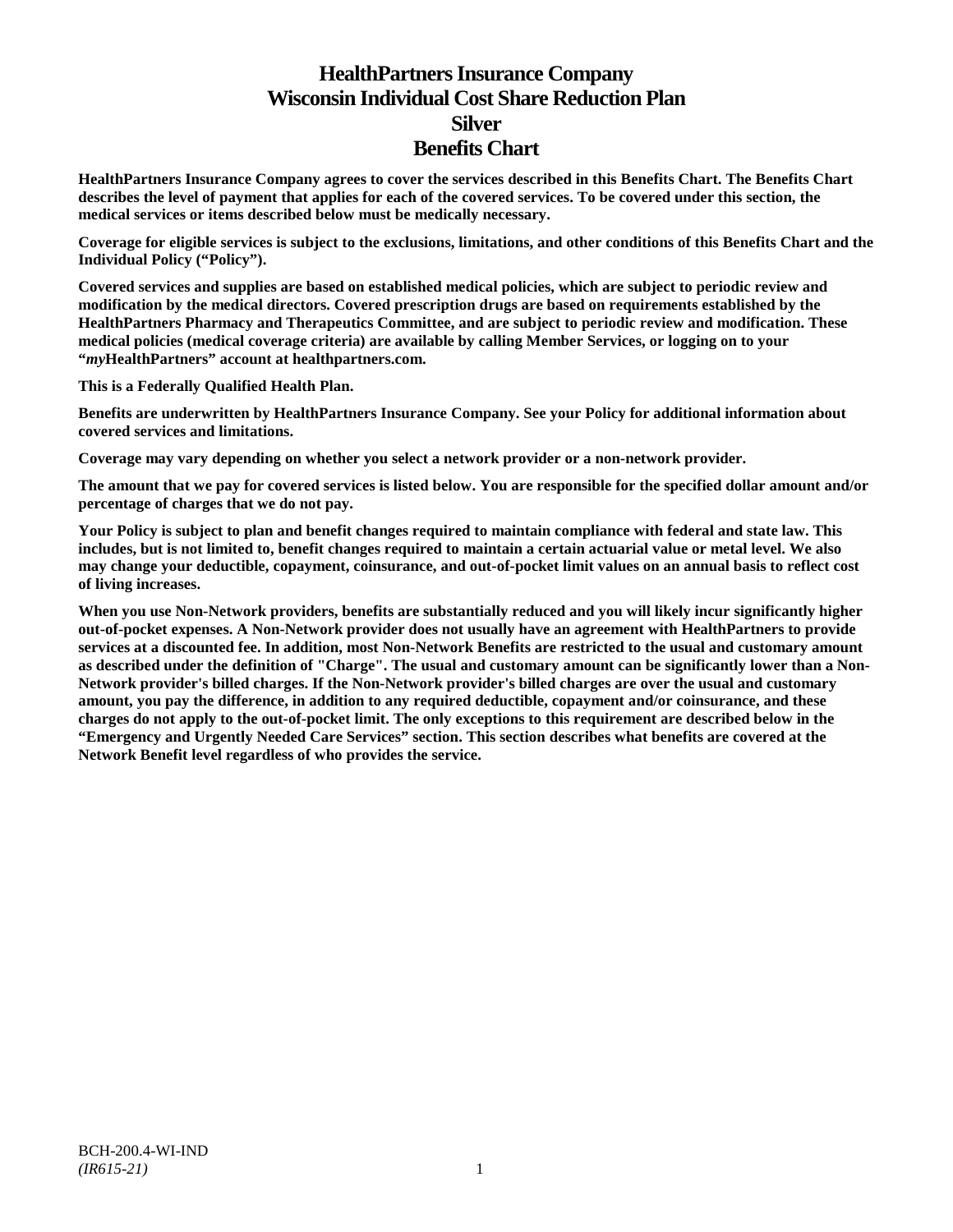# HealthPartners Insurance Company
# Wisconsin Individual Cost Share Reduction Plan
# Silver
# Benefits Chart

**HealthPartners Insurance Company agrees to cover the services described in this Benefits Chart. The Benefits Chart describes the level of payment that applies for each of the covered services. To be covered under this section, the medical services or items described below must be medically necessary.**

**Coverage for eligible services is subject to the exclusions, limitations, and other conditions of this Benefits Chart and the Individual Policy ("Policy").**

**Covered services and supplies are based on established medical policies, which are subject to periodic review and modification by the medical directors. Covered prescription drugs are based on requirements established by the HealthPartners Pharmacy and Therapeutics Committee, and are subject to periodic review and modification. These medical policies (medical coverage criteria) are available by calling Member Services, or logging on to your "*my*HealthPartners" account at healthpartners.com.**

**This is a Federally Qualified Health Plan.**

**Benefits are underwritten by HealthPartners Insurance Company. See your Policy for additional information about covered services and limitations.**

**Coverage may vary depending on whether you select a network provider or a non-network provider.**

**The amount that we pay for covered services is listed below. You are responsible for the specified dollar amount and/or percentage of charges that we do not pay.**

**Your Policy is subject to plan and benefit changes required to maintain compliance with federal and state law. This includes, but is not limited to, benefit changes required to maintain a certain actuarial value or metal level. We also may change your deductible, copayment, coinsurance, and out-of-pocket limit values on an annual basis to reflect cost of living increases.**

**When you use Non-Network providers, benefits are substantially reduced and you will likely incur significantly higher out-of-pocket expenses. A Non-Network provider does not usually have an agreement with HealthPartners to provide services at a discounted fee. In addition, most Non-Network Benefits are restricted to the usual and customary amount as described under the definition of "Charge". The usual and customary amount can be significantly lower than a Non-Network provider's billed charges. If the Non-Network provider's billed charges are over the usual and customary amount, you pay the difference, in addition to any required deductible, copayment and/or coinsurance, and these charges do not apply to the out-of-pocket limit. The only exceptions to this requirement are described below in the "Emergency and Urgently Needed Care Services" section. This section describes what benefits are covered at the Network Benefit level regardless of who provides the service.**

BCH-200.4-WI-IND
*(IR615-21)*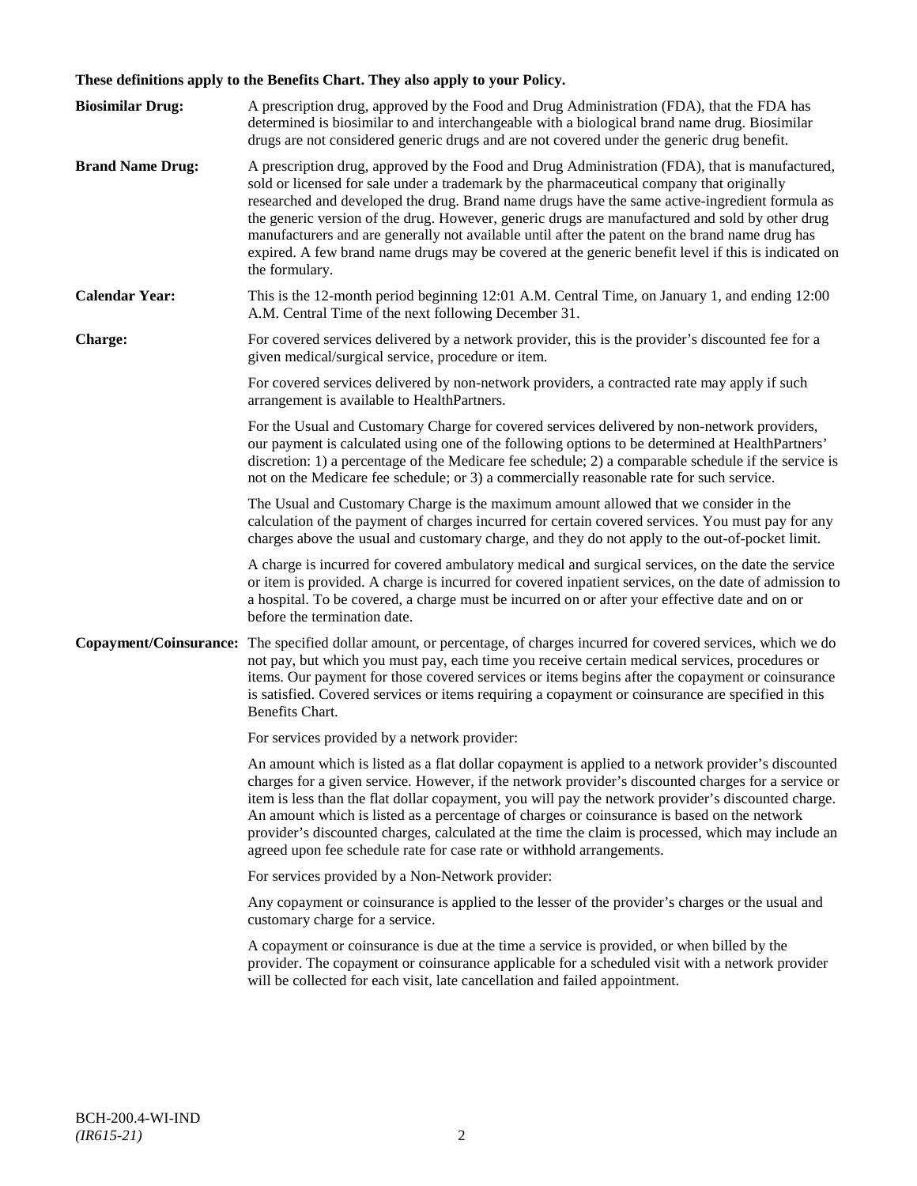**These definitions apply to the Benefits Chart. They also apply to your Policy.**

**Biosimilar Drug:** A prescription drug, approved by the Food and Drug Administration (FDA), that the FDA has determined is biosimilar to and interchangeable with a biological brand name drug. Biosimilar drugs are not considered generic drugs and are not covered under the generic drug benefit.

**Brand Name Drug:** A prescription drug, approved by the Food and Drug Administration (FDA), that is manufactured, sold or licensed for sale under a trademark by the pharmaceutical company that originally researched and developed the drug. Brand name drugs have the same active-ingredient formula as the generic version of the drug. However, generic drugs are manufactured and sold by other drug manufacturers and are generally not available until after the patent on the brand name drug has expired. A few brand name drugs may be covered at the generic benefit level if this is indicated on the formulary.

**Calendar Year:** This is the 12-month period beginning 12:01 A.M. Central Time, on January 1, and ending 12:00 A.M. Central Time of the next following December 31.

**Charge:** For covered services delivered by a network provider, this is the provider's discounted fee for a given medical/surgical service, procedure or item.

For covered services delivered by non-network providers, a contracted rate may apply if such arrangement is available to HealthPartners.

For the Usual and Customary Charge for covered services delivered by non-network providers, our payment is calculated using one of the following options to be determined at HealthPartners' discretion: 1) a percentage of the Medicare fee schedule; 2) a comparable schedule if the service is not on the Medicare fee schedule; or 3) a commercially reasonable rate for such service.

The Usual and Customary Charge is the maximum amount allowed that we consider in the calculation of the payment of charges incurred for certain covered services. You must pay for any charges above the usual and customary charge, and they do not apply to the out-of-pocket limit.

A charge is incurred for covered ambulatory medical and surgical services, on the date the service or item is provided. A charge is incurred for covered inpatient services, on the date of admission to a hospital. To be covered, a charge must be incurred on or after your effective date and on or before the termination date.

**Copayment/Coinsurance:** The specified dollar amount, or percentage, of charges incurred for covered services, which we do not pay, but which you must pay, each time you receive certain medical services, procedures or items. Our payment for those covered services or items begins after the copayment or coinsurance is satisfied. Covered services or items requiring a copayment or coinsurance are specified in this Benefits Chart.

For services provided by a network provider:

An amount which is listed as a flat dollar copayment is applied to a network provider's discounted charges for a given service. However, if the network provider's discounted charges for a service or item is less than the flat dollar copayment, you will pay the network provider's discounted charge. An amount which is listed as a percentage of charges or coinsurance is based on the network provider's discounted charges, calculated at the time the claim is processed, which may include an agreed upon fee schedule rate for case rate or withhold arrangements.

For services provided by a Non-Network provider:

Any copayment or coinsurance is applied to the lesser of the provider's charges or the usual and customary charge for a service.

A copayment or coinsurance is due at the time a service is provided, or when billed by the provider. The copayment or coinsurance applicable for a scheduled visit with a network provider will be collected for each visit, late cancellation and failed appointment.

BCH-200.4-WI-IND
*(IR615-21)*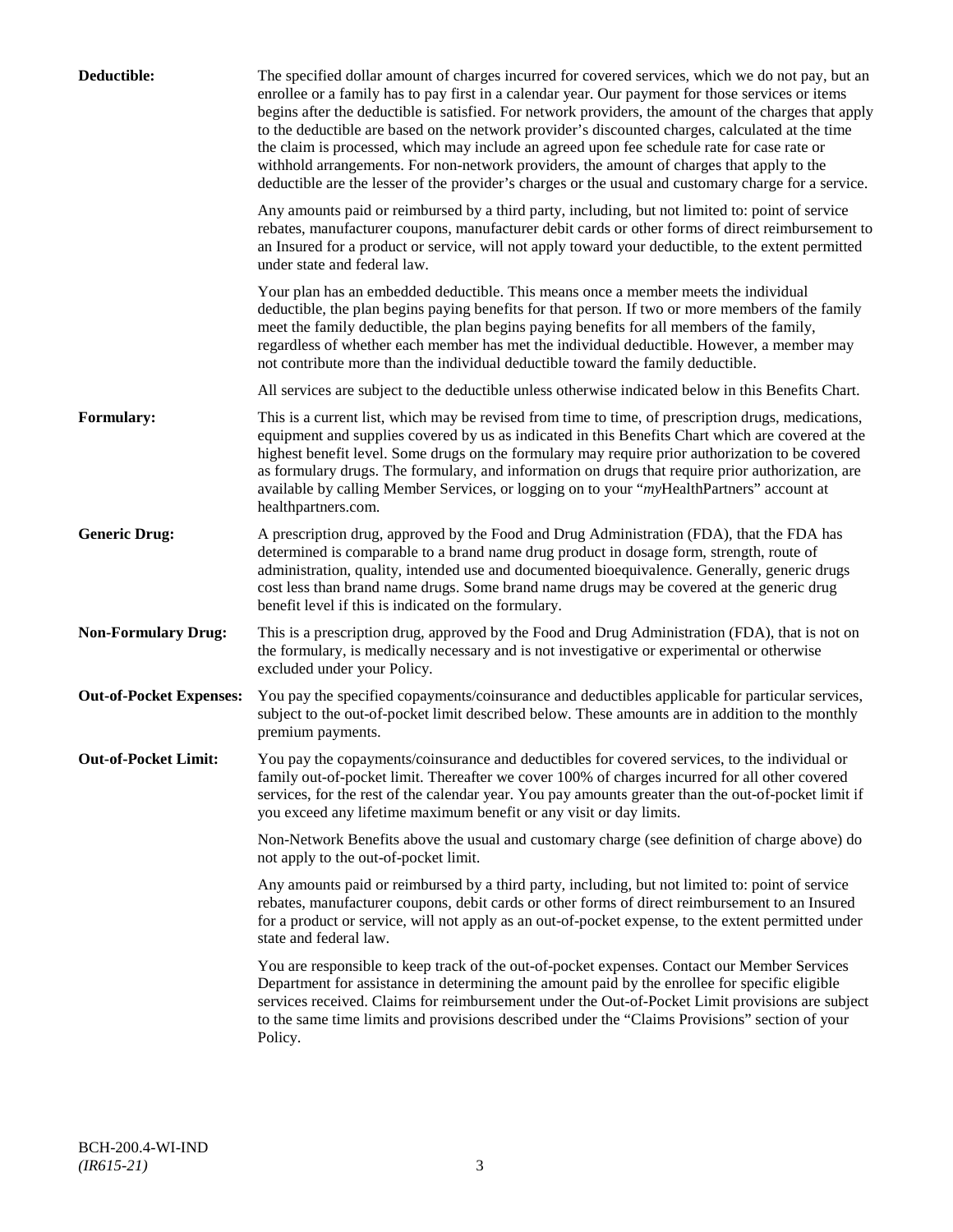**Deductible:** The specified dollar amount of charges incurred for covered services, which we do not pay, but an enrollee or a family has to pay first in a calendar year. Our payment for those services or items begins after the deductible is satisfied. For network providers, the amount of the charges that apply to the deductible are based on the network provider's discounted charges, calculated at the time the claim is processed, which may include an agreed upon fee schedule rate for case rate or withhold arrangements. For non-network providers, the amount of charges that apply to the deductible are the lesser of the provider's charges or the usual and customary charge for a service.

Any amounts paid or reimbursed by a third party, including, but not limited to: point of service rebates, manufacturer coupons, manufacturer debit cards or other forms of direct reimbursement to an Insured for a product or service, will not apply toward your deductible, to the extent permitted under state and federal law.

Your plan has an embedded deductible. This means once a member meets the individual deductible, the plan begins paying benefits for that person. If two or more members of the family meet the family deductible, the plan begins paying benefits for all members of the family, regardless of whether each member has met the individual deductible. However, a member may not contribute more than the individual deductible toward the family deductible.

All services are subject to the deductible unless otherwise indicated below in this Benefits Chart.

**Formulary:** This is a current list, which may be revised from time to time, of prescription drugs, medications, equipment and supplies covered by us as indicated in this Benefits Chart which are covered at the highest benefit level. Some drugs on the formulary may require prior authorization to be covered as formulary drugs. The formulary, and information on drugs that require prior authorization, are available by calling Member Services, or logging on to your "*my*HealthPartners" account at healthpartners.com.

**Generic Drug:** A prescription drug, approved by the Food and Drug Administration (FDA), that the FDA has determined is comparable to a brand name drug product in dosage form, strength, route of administration, quality, intended use and documented bioequivalence. Generally, generic drugs cost less than brand name drugs. Some brand name drugs may be covered at the generic drug benefit level if this is indicated on the formulary.

**Non-Formulary Drug:** This is a prescription drug, approved by the Food and Drug Administration (FDA), that is not on the formulary, is medically necessary and is not investigative or experimental or otherwise excluded under your Policy.

**Out-of-Pocket Expenses:** You pay the specified copayments/coinsurance and deductibles applicable for particular services, subject to the out-of-pocket limit described below. These amounts are in addition to the monthly premium payments.

**Out-of-Pocket Limit:** You pay the copayments/coinsurance and deductibles for covered services, to the individual or family out-of-pocket limit. Thereafter we cover 100% of charges incurred for all other covered services, for the rest of the calendar year. You pay amounts greater than the out-of-pocket limit if you exceed any lifetime maximum benefit or any visit or day limits.

Non-Network Benefits above the usual and customary charge (see definition of charge above) do not apply to the out-of-pocket limit.

Any amounts paid or reimbursed by a third party, including, but not limited to: point of service rebates, manufacturer coupons, debit cards or other forms of direct reimbursement to an Insured for a product or service, will not apply as an out-of-pocket expense, to the extent permitted under state and federal law.

You are responsible to keep track of the out-of-pocket expenses. Contact our Member Services Department for assistance in determining the amount paid by the enrollee for specific eligible services received. Claims for reimbursement under the Out-of-Pocket Limit provisions are subject to the same time limits and provisions described under the "Claims Provisions" section of your Policy.

BCH-200.4-WI-IND
*(IR615-21)*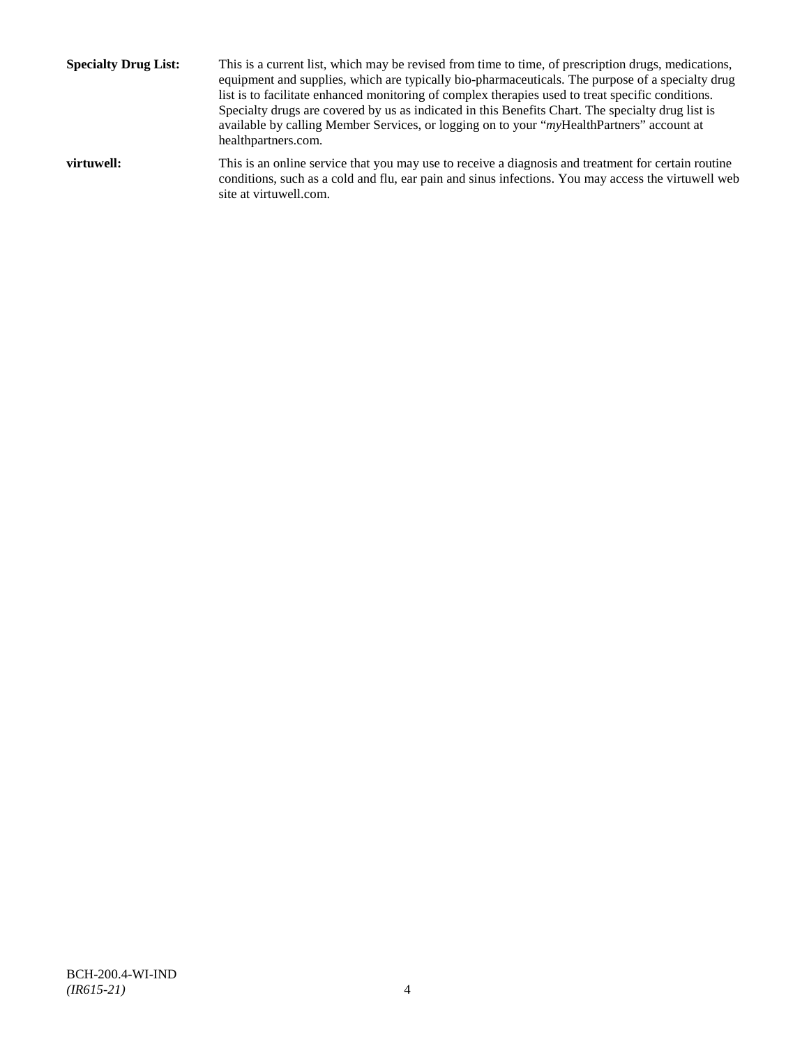**Specialty Drug List:** This is a current list, which may be revised from time to time, of prescription drugs, medications, equipment and supplies, which are typically bio-pharmaceuticals. The purpose of a specialty drug list is to facilitate enhanced monitoring of complex therapies used to treat specific conditions. Specialty drugs are covered by us as indicated in this Benefits Chart. The specialty drug list is available by calling Member Services, or logging on to your "*my*HealthPartners" account at healthpartners.com.

**virtuwell:** This is an online service that you may use to receive a diagnosis and treatment for certain routine conditions, such as a cold and flu, ear pain and sinus infections. You may access the virtuwell web site at virtuwell.com.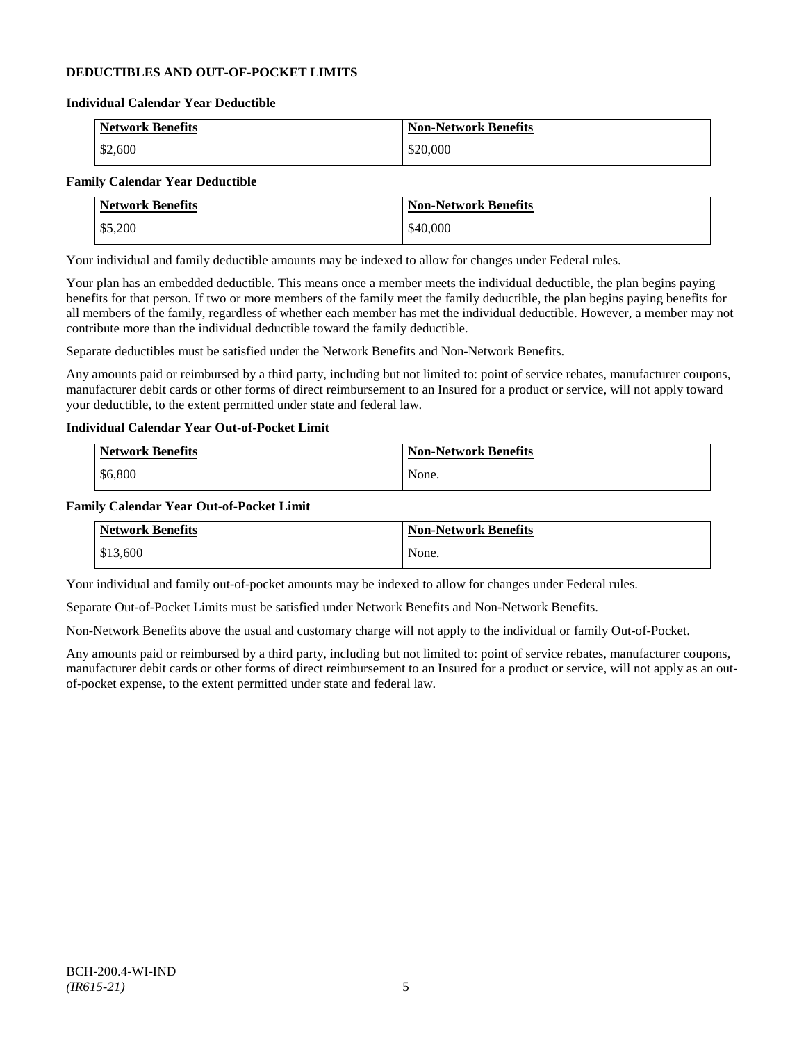## DEDUCTIBLES AND OUT-OF-POCKET LIMITS

### Individual Calendar Year Deductible

| Network Benefits | Non-Network Benefits |
|---|---|
| $2,600 | $20,000 |

### Family Calendar Year Deductible

| Network Benefits | Non-Network Benefits |
|---|---|
| $5,200 | $40,000 |

Your individual and family deductible amounts may be indexed to allow for changes under Federal rules.

Your plan has an embedded deductible. This means once a member meets the individual deductible, the plan begins paying benefits for that person. If two or more members of the family meet the family deductible, the plan begins paying benefits for all members of the family, regardless of whether each member has met the individual deductible. However, a member may not contribute more than the individual deductible toward the family deductible.

Separate deductibles must be satisfied under the Network Benefits and Non-Network Benefits.

Any amounts paid or reimbursed by a third party, including but not limited to: point of service rebates, manufacturer coupons, manufacturer debit cards or other forms of direct reimbursement to an Insured for a product or service, will not apply toward your deductible, to the extent permitted under state and federal law.

### Individual Calendar Year Out-of-Pocket Limit

| Network Benefits | Non-Network Benefits |
|---|---|
| $6,800 | None. |

### Family Calendar Year Out-of-Pocket Limit

| Network Benefits | Non-Network Benefits |
|---|---|
| $13,600 | None. |

Your individual and family out-of-pocket amounts may be indexed to allow for changes under Federal rules.

Separate Out-of-Pocket Limits must be satisfied under Network Benefits and Non-Network Benefits.

Non-Network Benefits above the usual and customary charge will not apply to the individual or family Out-of-Pocket.

Any amounts paid or reimbursed by a third party, including but not limited to: point of service rebates, manufacturer coupons, manufacturer debit cards or other forms of direct reimbursement to an Insured for a product or service, will not apply as an out-of-pocket expense, to the extent permitted under state and federal law.

BCH-200.4-WI-IND
*(IR615-21)*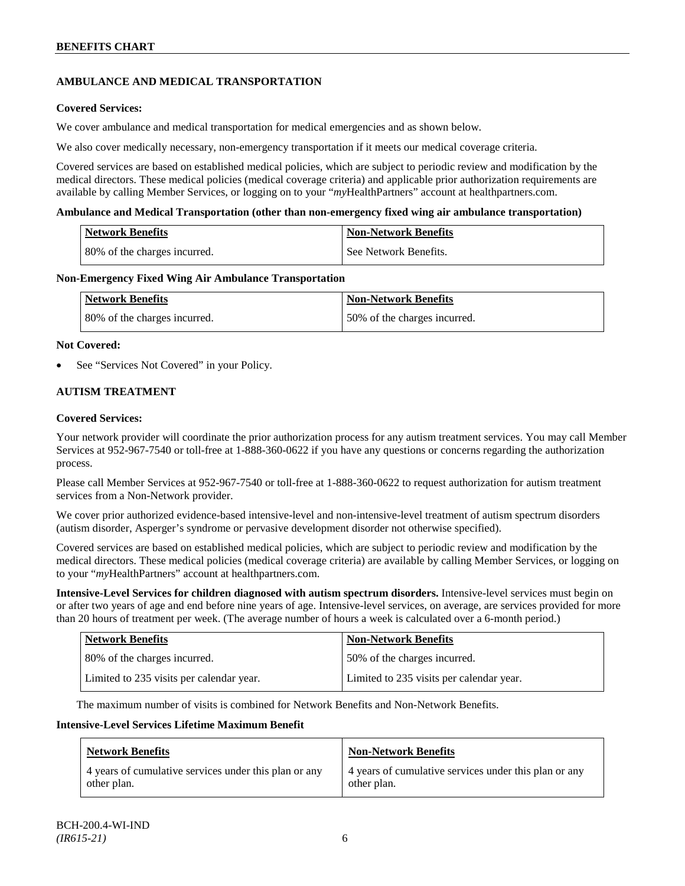## AMBULANCE AND MEDICAL TRANSPORTATION

**Covered Services:**

We cover ambulance and medical transportation for medical emergencies and as shown below.

We also cover medically necessary, non-emergency transportation if it meets our medical coverage criteria.

Covered services are based on established medical policies, which are subject to periodic review and modification by the medical directors. These medical policies (medical coverage criteria) and applicable prior authorization requirements are available by calling Member Services, or logging on to your "*my*HealthPartners" account at healthpartners.com.

**Ambulance and Medical Transportation (other than non-emergency fixed wing air ambulance transportation)**

| Network Benefits | Non-Network Benefits |
|---|---|
| 80% of the charges incurred. | See Network Benefits. |

**Non-Emergency Fixed Wing Air Ambulance Transportation**

| Network Benefits | Non-Network Benefits |
|---|---|
| 80% of the charges incurred. | 50% of the charges incurred. |

**Not Covered:**

- See "Services Not Covered" in your Policy.

## AUTISM TREATMENT

**Covered Services:**

Your network provider will coordinate the prior authorization process for any autism treatment services. You may call Member Services at 952-967-7540 or toll-free at 1-888-360-0622 if you have any questions or concerns regarding the authorization process.

Please call Member Services at 952-967-7540 or toll-free at 1-888-360-0622 to request authorization for autism treatment services from a Non-Network provider.

We cover prior authorized evidence-based intensive-level and non-intensive-level treatment of autism spectrum disorders (autism disorder, Asperger's syndrome or pervasive development disorder not otherwise specified).

Covered services are based on established medical policies, which are subject to periodic review and modification by the medical directors. These medical policies (medical coverage criteria) are available by calling Member Services, or logging on to your "*my*HealthPartners" account at healthpartners.com.

**Intensive-Level Services for children diagnosed with autism spectrum disorders.** Intensive-level services must begin on or after two years of age and end before nine years of age. Intensive-level services, on average, are services provided for more than 20 hours of treatment per week. (The average number of hours a week is calculated over a 6-month period.)

| Network Benefits | Non-Network Benefits |
|---|---|
| 80% of the charges incurred. | 50% of the charges incurred. |
| Limited to 235 visits per calendar year. | Limited to 235 visits per calendar year. |

The maximum number of visits is combined for Network Benefits and Non-Network Benefits.

**Intensive-Level Services Lifetime Maximum Benefit**

| Network Benefits | Non-Network Benefits |
|---|---|
| 4 years of cumulative services under this plan or any other plan. | 4 years of cumulative services under this plan or any other plan. |

BCH-200.4-WI-IND
*(IR615-21)*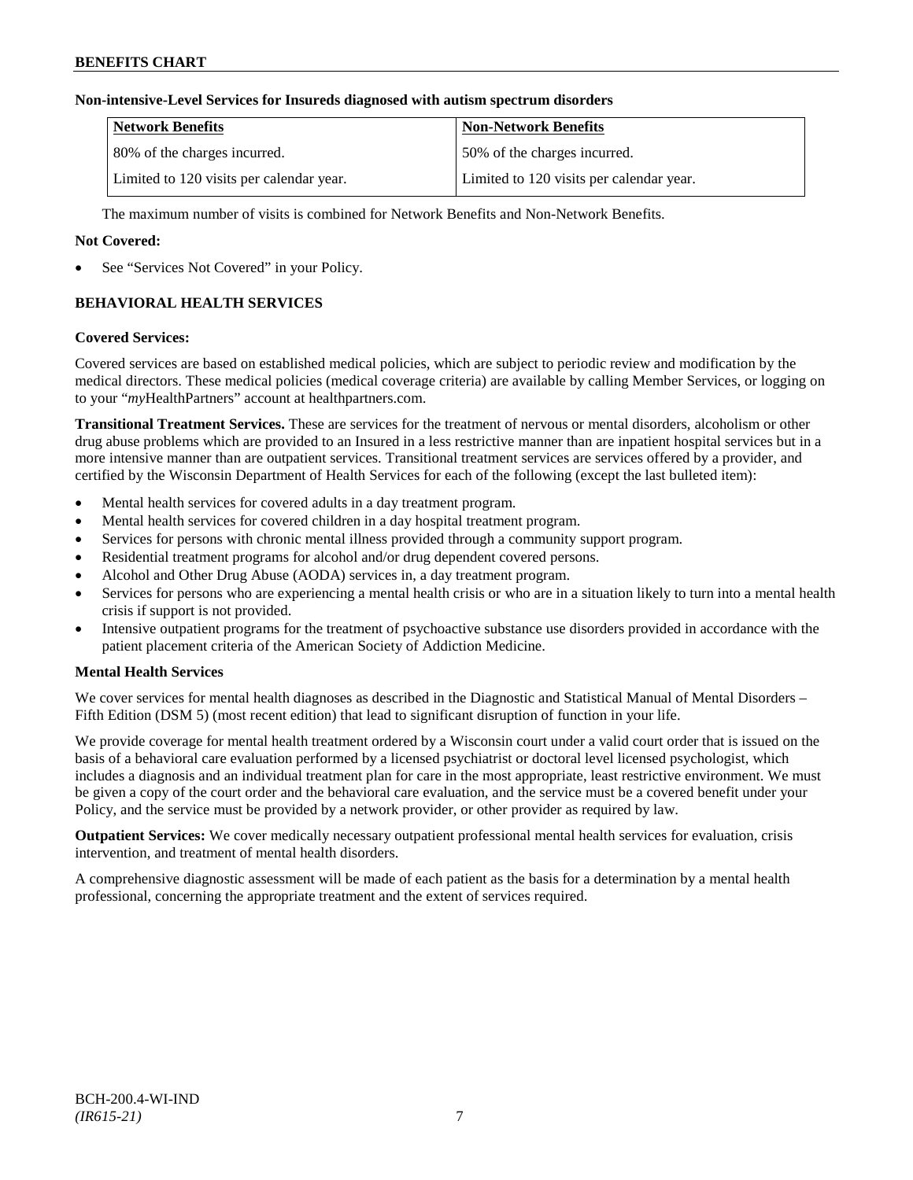**Non-intensive-Level Services for Insureds diagnosed with autism spectrum disorders**

| Network Benefits | Non-Network Benefits |
|---|---|
| 80% of the charges incurred. | 50% of the charges incurred. |
| Limited to 120 visits per calendar year. | Limited to 120 visits per calendar year. |

The maximum number of visits is combined for Network Benefits and Non-Network Benefits.

**Not Covered:**

- See "Services Not Covered" in your Policy.

## BEHAVIORAL HEALTH SERVICES

**Covered Services:**

Covered services are based on established medical policies, which are subject to periodic review and modification by the medical directors. These medical policies (medical coverage criteria) are available by calling Member Services, or logging on to your "*my*HealthPartners" account at healthpartners.com.

**Transitional Treatment Services.** These are services for the treatment of nervous or mental disorders, alcoholism or other drug abuse problems which are provided to an Insured in a less restrictive manner than are inpatient hospital services but in a more intensive manner than are outpatient services. Transitional treatment services are services offered by a provider, and certified by the Wisconsin Department of Health Services for each of the following (except the last bulleted item):

- Mental health services for covered adults in a day treatment program.
- Mental health services for covered children in a day hospital treatment program.
- Services for persons with chronic mental illness provided through a community support program.
- Residential treatment programs for alcohol and/or drug dependent covered persons.
- Alcohol and Other Drug Abuse (AODA) services in, a day treatment program.
- Services for persons who are experiencing a mental health crisis or who are in a situation likely to turn into a mental health crisis if support is not provided.
- Intensive outpatient programs for the treatment of psychoactive substance use disorders provided in accordance with the patient placement criteria of the American Society of Addiction Medicine.

**Mental Health Services**

We cover services for mental health diagnoses as described in the Diagnostic and Statistical Manual of Mental Disorders – Fifth Edition (DSM 5) (most recent edition) that lead to significant disruption of function in your life.

We provide coverage for mental health treatment ordered by a Wisconsin court under a valid court order that is issued on the basis of a behavioral care evaluation performed by a licensed psychiatrist or doctoral level licensed psychologist, which includes a diagnosis and an individual treatment plan for care in the most appropriate, least restrictive environment. We must be given a copy of the court order and the behavioral care evaluation, and the service must be a covered benefit under your Policy, and the service must be provided by a network provider, or other provider as required by law.

**Outpatient Services:** We cover medically necessary outpatient professional mental health services for evaluation, crisis intervention, and treatment of mental health disorders.

A comprehensive diagnostic assessment will be made of each patient as the basis for a determination by a mental health professional, concerning the appropriate treatment and the extent of services required.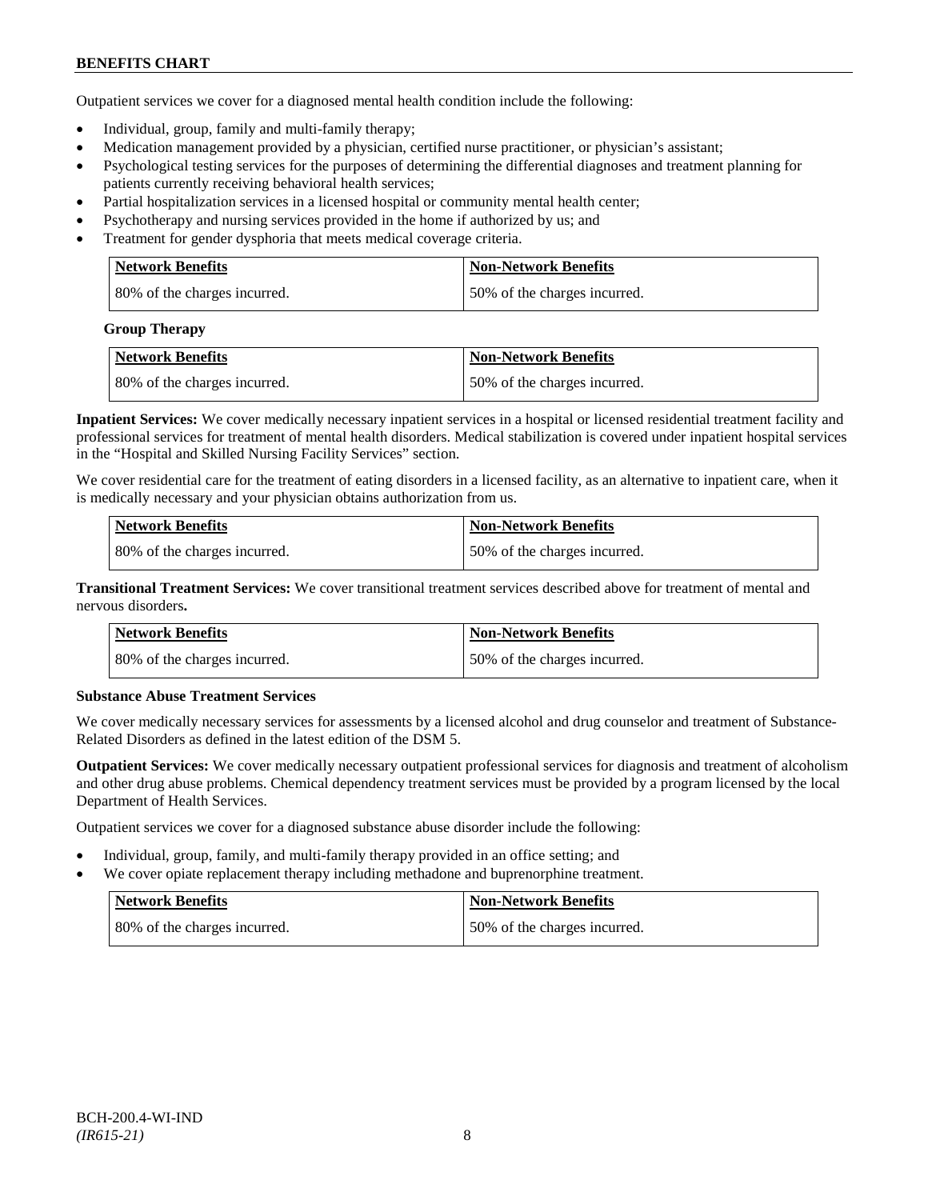Outpatient services we cover for a diagnosed mental health condition include the following:

- Individual, group, family and multi-family therapy;
- Medication management provided by a physician, certified nurse practitioner, or physician's assistant;
- Psychological testing services for the purposes of determining the differential diagnoses and treatment planning for patients currently receiving behavioral health services;
- Partial hospitalization services in a licensed hospital or community mental health center;
- Psychotherapy and nursing services provided in the home if authorized by us; and
- Treatment for gender dysphoria that meets medical coverage criteria.

| Network Benefits | Non-Network Benefits |
|---|---|
| 80% of the charges incurred. | 50% of the charges incurred. |

**Group Therapy**

| Network Benefits | Non-Network Benefits |
|---|---|
| 80% of the charges incurred. | 50% of the charges incurred. |

**Inpatient Services:** We cover medically necessary inpatient services in a hospital or licensed residential treatment facility and professional services for treatment of mental health disorders. Medical stabilization is covered under inpatient hospital services in the "Hospital and Skilled Nursing Facility Services" section.

We cover residential care for the treatment of eating disorders in a licensed facility, as an alternative to inpatient care, when it is medically necessary and your physician obtains authorization from us.

| Network Benefits | Non-Network Benefits |
|---|---|
| 80% of the charges incurred. | 50% of the charges incurred. |

**Transitional Treatment Services:** We cover transitional treatment services described above for treatment of mental and nervous disorders**.**

| Network Benefits | Non-Network Benefits |
|---|---|
| 80% of the charges incurred. | 50% of the charges incurred. |

**Substance Abuse Treatment Services**

We cover medically necessary services for assessments by a licensed alcohol and drug counselor and treatment of Substance-Related Disorders as defined in the latest edition of the DSM 5.

**Outpatient Services:** We cover medically necessary outpatient professional services for diagnosis and treatment of alcoholism and other drug abuse problems. Chemical dependency treatment services must be provided by a program licensed by the local Department of Health Services.

Outpatient services we cover for a diagnosed substance abuse disorder include the following:

- Individual, group, family, and multi-family therapy provided in an office setting; and
- We cover opiate replacement therapy including methadone and buprenorphine treatment.

| Network Benefits | Non-Network Benefits |
|---|---|
| 80% of the charges incurred. | 50% of the charges incurred. |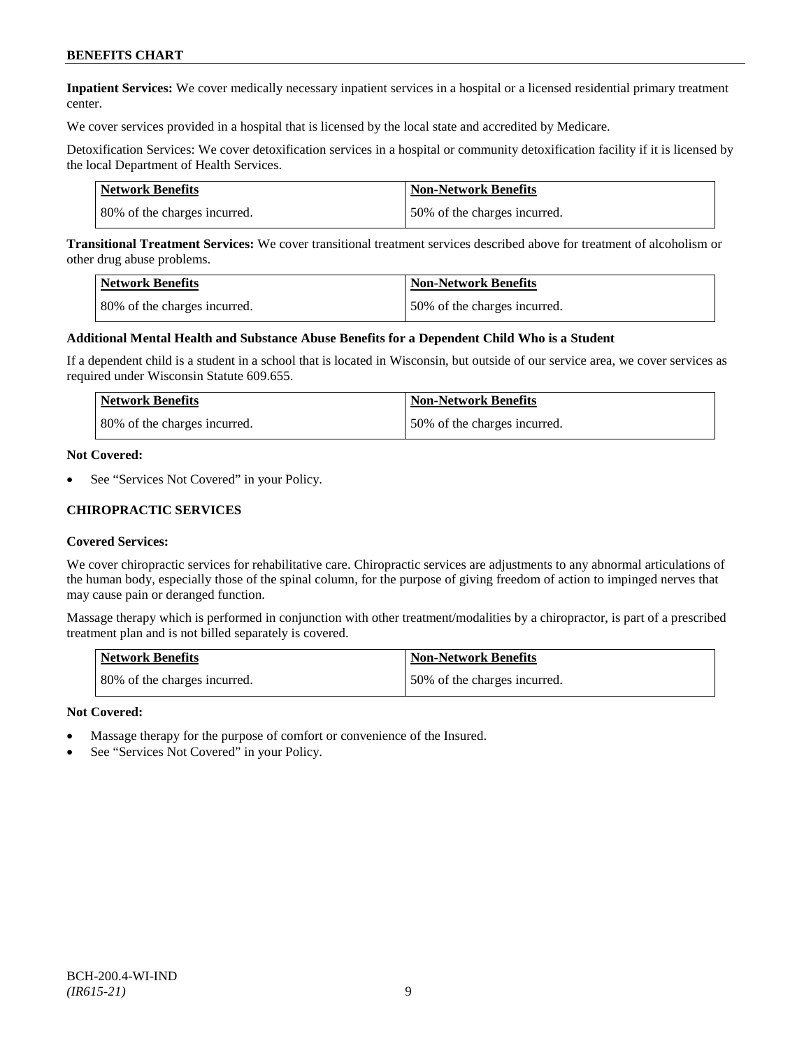**Inpatient Services:** We cover medically necessary inpatient services in a hospital or a licensed residential primary treatment center.

We cover services provided in a hospital that is licensed by the local state and accredited by Medicare.

Detoxification Services: We cover detoxification services in a hospital or community detoxification facility if it is licensed by the local Department of Health Services.

| Network Benefits | Non-Network Benefits |
|---|---|
| 80% of the charges incurred. | 50% of the charges incurred. |

**Transitional Treatment Services:** We cover transitional treatment services described above for treatment of alcoholism or other drug abuse problems.

| Network Benefits | Non-Network Benefits |
|---|---|
| 80% of the charges incurred. | 50% of the charges incurred. |

**Additional Mental Health and Substance Abuse Benefits for a Dependent Child Who is a Student**

If a dependent child is a student in a school that is located in Wisconsin, but outside of our service area, we cover services as required under Wisconsin Statute 609.655.

| Network Benefits | Non-Network Benefits |
|---|---|
| 80% of the charges incurred. | 50% of the charges incurred. |

**Not Covered:**

- See "Services Not Covered" in your Policy.

## CHIROPRACTIC SERVICES

**Covered Services:**

We cover chiropractic services for rehabilitative care. Chiropractic services are adjustments to any abnormal articulations of the human body, especially those of the spinal column, for the purpose of giving freedom of action to impinged nerves that may cause pain or deranged function.

Massage therapy which is performed in conjunction with other treatment/modalities by a chiropractor, is part of a prescribed treatment plan and is not billed separately is covered.

| Network Benefits | Non-Network Benefits |
|---|---|
| 80% of the charges incurred. | 50% of the charges incurred. |

**Not Covered:**

- Massage therapy for the purpose of comfort or convenience of the Insured.
- See "Services Not Covered" in your Policy.

BCH-200.4-WI-IND
*(IR615-21)*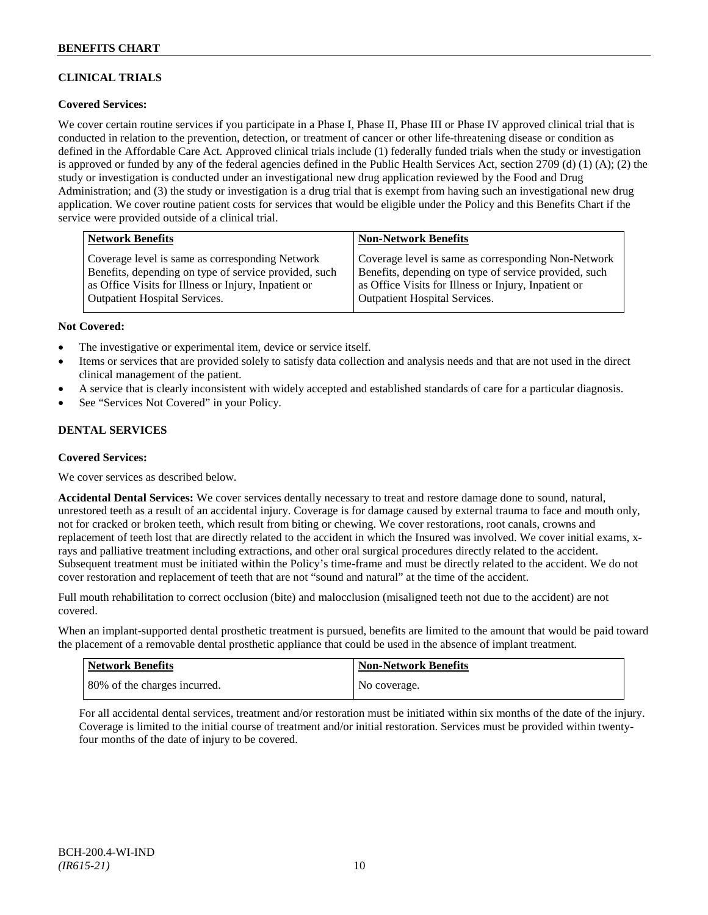## CLINICAL TRIALS

### Covered Services:

We cover certain routine services if you participate in a Phase I, Phase II, Phase III or Phase IV approved clinical trial that is conducted in relation to the prevention, detection, or treatment of cancer or other life-threatening disease or condition as defined in the Affordable Care Act. Approved clinical trials include (1) federally funded trials when the study or investigation is approved or funded by any of the federal agencies defined in the Public Health Services Act, section 2709 (d) (1) (A); (2) the study or investigation is conducted under an investigational new drug application reviewed by the Food and Drug Administration; and (3) the study or investigation is a drug trial that is exempt from having such an investigational new drug application. We cover routine patient costs for services that would be eligible under the Policy and this Benefits Chart if the service were provided outside of a clinical trial.

| Network Benefits | Non-Network Benefits |
|---|---|
| Coverage level is same as corresponding Network Benefits, depending on type of service provided, such as Office Visits for Illness or Injury, Inpatient or Outpatient Hospital Services. | Coverage level is same as corresponding Non-Network Benefits, depending on type of service provided, such as Office Visits for Illness or Injury, Inpatient or Outpatient Hospital Services. |

### Not Covered:

- The investigative or experimental item, device or service itself.
- Items or services that are provided solely to satisfy data collection and analysis needs and that are not used in the direct clinical management of the patient.
- A service that is clearly inconsistent with widely accepted and established standards of care for a particular diagnosis.
- See "Services Not Covered" in your Policy.

## DENTAL SERVICES

### Covered Services:

We cover services as described below.

**Accidental Dental Services:** We cover services dentally necessary to treat and restore damage done to sound, natural, unrestored teeth as a result of an accidental injury. Coverage is for damage caused by external trauma to face and mouth only, not for cracked or broken teeth, which result from biting or chewing. We cover restorations, root canals, crowns and replacement of teeth lost that are directly related to the accident in which the Insured was involved. We cover initial exams, x-rays and palliative treatment including extractions, and other oral surgical procedures directly related to the accident. Subsequent treatment must be initiated within the Policy's time-frame and must be directly related to the accident. We do not cover restoration and replacement of teeth that are not "sound and natural" at the time of the accident.

Full mouth rehabilitation to correct occlusion (bite) and malocclusion (misaligned teeth not due to the accident) are not covered.

When an implant-supported dental prosthetic treatment is pursued, benefits are limited to the amount that would be paid toward the placement of a removable dental prosthetic appliance that could be used in the absence of implant treatment.

| Network Benefits | Non-Network Benefits |
|---|---|
| 80% of the charges incurred. | No coverage. |

For all accidental dental services, treatment and/or restoration must be initiated within six months of the date of the injury. Coverage is limited to the initial course of treatment and/or initial restoration. Services must be provided within twenty-four months of the date of injury to be covered.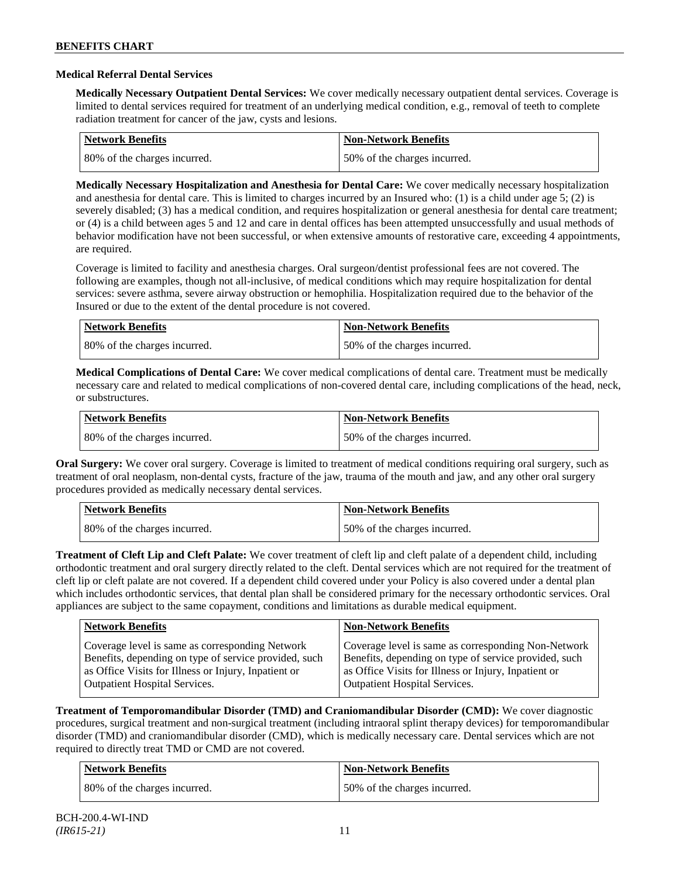### Medical Referral Dental Services

**Medically Necessary Outpatient Dental Services:** We cover medically necessary outpatient dental services. Coverage is limited to dental services required for treatment of an underlying medical condition, e.g., removal of teeth to complete radiation treatment for cancer of the jaw, cysts and lesions.

| Network Benefits | Non-Network Benefits |
|---|---|
| 80% of the charges incurred. | 50% of the charges incurred. |

**Medically Necessary Hospitalization and Anesthesia for Dental Care:** We cover medically necessary hospitalization and anesthesia for dental care. This is limited to charges incurred by an Insured who: (1) is a child under age 5; (2) is severely disabled; (3) has a medical condition, and requires hospitalization or general anesthesia for dental care treatment; or (4) is a child between ages 5 and 12 and care in dental offices has been attempted unsuccessfully and usual methods of behavior modification have not been successful, or when extensive amounts of restorative care, exceeding 4 appointments, are required.

Coverage is limited to facility and anesthesia charges. Oral surgeon/dentist professional fees are not covered. The following are examples, though not all-inclusive, of medical conditions which may require hospitalization for dental services: severe asthma, severe airway obstruction or hemophilia. Hospitalization required due to the behavior of the Insured or due to the extent of the dental procedure is not covered.

| Network Benefits | Non-Network Benefits |
|---|---|
| 80% of the charges incurred. | 50% of the charges incurred. |

**Medical Complications of Dental Care:** We cover medical complications of dental care. Treatment must be medically necessary care and related to medical complications of non-covered dental care, including complications of the head, neck, or substructures.

| Network Benefits | Non-Network Benefits |
|---|---|
| 80% of the charges incurred. | 50% of the charges incurred. |

**Oral Surgery:** We cover oral surgery. Coverage is limited to treatment of medical conditions requiring oral surgery, such as treatment of oral neoplasm, non-dental cysts, fracture of the jaw, trauma of the mouth and jaw, and any other oral surgery procedures provided as medically necessary dental services.

| Network Benefits | Non-Network Benefits |
|---|---|
| 80% of the charges incurred. | 50% of the charges incurred. |

**Treatment of Cleft Lip and Cleft Palate:** We cover treatment of cleft lip and cleft palate of a dependent child, including orthodontic treatment and oral surgery directly related to the cleft. Dental services which are not required for the treatment of cleft lip or cleft palate are not covered. If a dependent child covered under your Policy is also covered under a dental plan which includes orthodontic services, that dental plan shall be considered primary for the necessary orthodontic services. Oral appliances are subject to the same copayment, conditions and limitations as durable medical equipment.

| Network Benefits | Non-Network Benefits |
|---|---|
| Coverage level is same as corresponding Network Benefits, depending on type of service provided, such as Office Visits for Illness or Injury, Inpatient or Outpatient Hospital Services. | Coverage level is same as corresponding Non-Network Benefits, depending on type of service provided, such as Office Visits for Illness or Injury, Inpatient or Outpatient Hospital Services. |

**Treatment of Temporomandibular Disorder (TMD) and Craniomandibular Disorder (CMD):** We cover diagnostic procedures, surgical treatment and non-surgical treatment (including intraoral splint therapy devices) for temporomandibular disorder (TMD) and craniomandibular disorder (CMD), which is medically necessary care. Dental services which are not required to directly treat TMD or CMD are not covered.

| Network Benefits | Non-Network Benefits |
|---|---|
| 80% of the charges incurred. | 50% of the charges incurred. |

BCH-200.4-WI-IND
*(IR615-21)*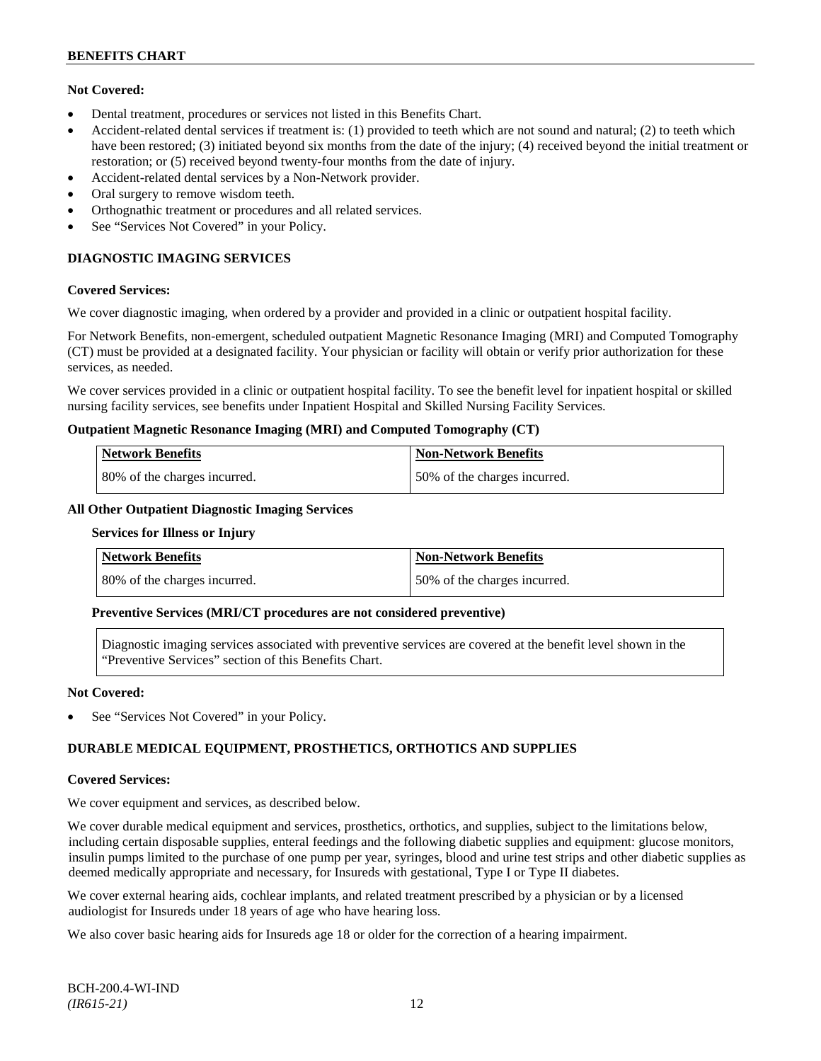**Not Covered:**

- Dental treatment, procedures or services not listed in this Benefits Chart.
- Accident-related dental services if treatment is: (1) provided to teeth which are not sound and natural; (2) to teeth which have been restored; (3) initiated beyond six months from the date of the injury; (4) received beyond the initial treatment or restoration; or (5) received beyond twenty-four months from the date of injury.
- Accident-related dental services by a Non-Network provider.
- Oral surgery to remove wisdom teeth.
- Orthognathic treatment or procedures and all related services.
- See "Services Not Covered" in your Policy.

## DIAGNOSTIC IMAGING SERVICES

**Covered Services:**

We cover diagnostic imaging, when ordered by a provider and provided in a clinic or outpatient hospital facility.

For Network Benefits, non-emergent, scheduled outpatient Magnetic Resonance Imaging (MRI) and Computed Tomography (CT) must be provided at a designated facility. Your physician or facility will obtain or verify prior authorization for these services, as needed.

We cover services provided in a clinic or outpatient hospital facility. To see the benefit level for inpatient hospital or skilled nursing facility services, see benefits under Inpatient Hospital and Skilled Nursing Facility Services.

**Outpatient Magnetic Resonance Imaging (MRI) and Computed Tomography (CT)**

| Network Benefits | Non-Network Benefits |
|---|---|
| 80% of the charges incurred. | 50% of the charges incurred. |

**All Other Outpatient Diagnostic Imaging Services**

**Services for Illness or Injury**

| Network Benefits | Non-Network Benefits |
|---|---|
| 80% of the charges incurred. | 50% of the charges incurred. |

**Preventive Services (MRI/CT procedures are not considered preventive)**

Diagnostic imaging services associated with preventive services are covered at the benefit level shown in the "Preventive Services" section of this Benefits Chart.

**Not Covered:**

- See "Services Not Covered" in your Policy.

## DURABLE MEDICAL EQUIPMENT, PROSTHETICS, ORTHOTICS AND SUPPLIES

**Covered Services:**

We cover equipment and services, as described below.

We cover durable medical equipment and services, prosthetics, orthotics, and supplies, subject to the limitations below, including certain disposable supplies, enteral feedings and the following diabetic supplies and equipment: glucose monitors, insulin pumps limited to the purchase of one pump per year, syringes, blood and urine test strips and other diabetic supplies as deemed medically appropriate and necessary, for Insureds with gestational, Type I or Type II diabetes.

We cover external hearing aids, cochlear implants, and related treatment prescribed by a physician or by a licensed audiologist for Insureds under 18 years of age who have hearing loss.

We also cover basic hearing aids for Insureds age 18 or older for the correction of a hearing impairment.

BCH-200.4-WI-IND
*(IR615-21)*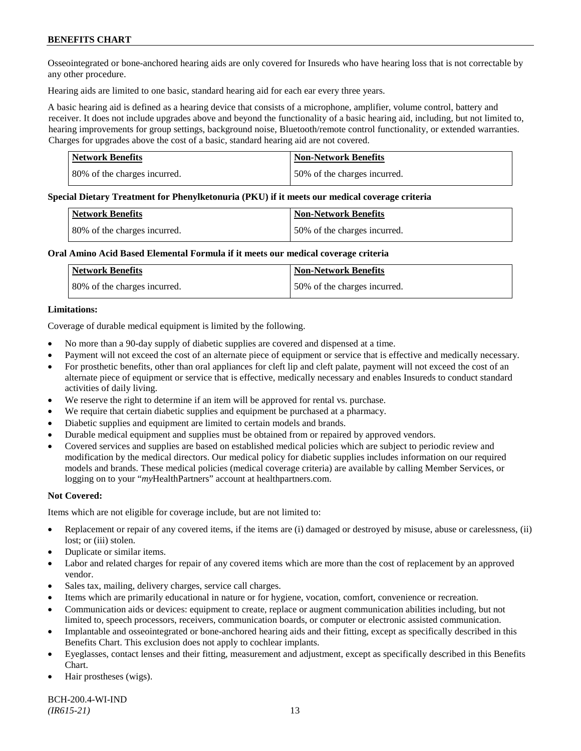Osseointegrated or bone-anchored hearing aids are only covered for Insureds who have hearing loss that is not correctable by any other procedure.

Hearing aids are limited to one basic, standard hearing aid for each ear every three years.

A basic hearing aid is defined as a hearing device that consists of a microphone, amplifier, volume control, battery and receiver. It does not include upgrades above and beyond the functionality of a basic hearing aid, including, but not limited to, hearing improvements for group settings, background noise, Bluetooth/remote control functionality, or extended warranties. Charges for upgrades above the cost of a basic, standard hearing aid are not covered.

| Network Benefits | Non-Network Benefits |
|---|---|
| 80% of the charges incurred. | 50% of the charges incurred. |

**Special Dietary Treatment for Phenylketonuria (PKU) if it meets our medical coverage criteria**

| Network Benefits | Non-Network Benefits |
|---|---|
| 80% of the charges incurred. | 50% of the charges incurred. |

**Oral Amino Acid Based Elemental Formula if it meets our medical coverage criteria**

| Network Benefits | Non-Network Benefits |
|---|---|
| 80% of the charges incurred. | 50% of the charges incurred. |

**Limitations:**

Coverage of durable medical equipment is limited by the following.

- No more than a 90-day supply of diabetic supplies are covered and dispensed at a time.
- Payment will not exceed the cost of an alternate piece of equipment or service that is effective and medically necessary.
- For prosthetic benefits, other than oral appliances for cleft lip and cleft palate, payment will not exceed the cost of an alternate piece of equipment or service that is effective, medically necessary and enables Insureds to conduct standard activities of daily living.
- We reserve the right to determine if an item will be approved for rental vs. purchase.
- We require that certain diabetic supplies and equipment be purchased at a pharmacy.
- Diabetic supplies and equipment are limited to certain models and brands.
- Durable medical equipment and supplies must be obtained from or repaired by approved vendors.
- Covered services and supplies are based on established medical policies which are subject to periodic review and modification by the medical directors. Our medical policy for diabetic supplies includes information on our required models and brands. These medical policies (medical coverage criteria) are available by calling Member Services, or logging on to your "*my*HealthPartners" account at healthpartners.com.

**Not Covered:**

Items which are not eligible for coverage include, but are not limited to:

- Replacement or repair of any covered items, if the items are (i) damaged or destroyed by misuse, abuse or carelessness, (ii) lost; or (iii) stolen.
- Duplicate or similar items.
- Labor and related charges for repair of any covered items which are more than the cost of replacement by an approved vendor.
- Sales tax, mailing, delivery charges, service call charges.
- Items which are primarily educational in nature or for hygiene, vocation, comfort, convenience or recreation.
- Communication aids or devices: equipment to create, replace or augment communication abilities including, but not limited to, speech processors, receivers, communication boards, or computer or electronic assisted communication.
- Implantable and osseointegrated or bone-anchored hearing aids and their fitting, except as specifically described in this Benefits Chart. This exclusion does not apply to cochlear implants.
- Eyeglasses, contact lenses and their fitting, measurement and adjustment, except as specifically described in this Benefits Chart.
- Hair prostheses (wigs).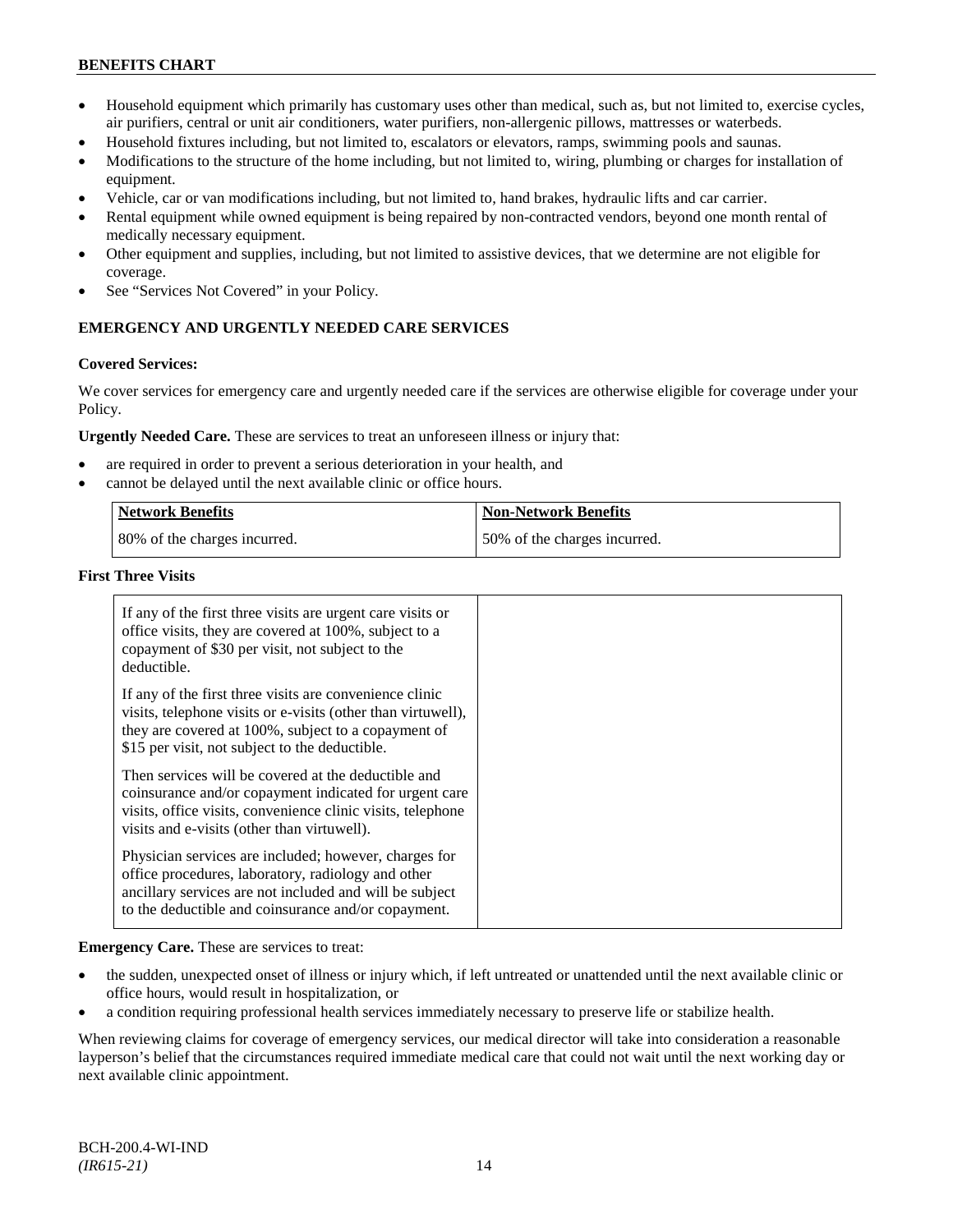- Household equipment which primarily has customary uses other than medical, such as, but not limited to, exercise cycles, air purifiers, central or unit air conditioners, water purifiers, non-allergenic pillows, mattresses or waterbeds.
- Household fixtures including, but not limited to, escalators or elevators, ramps, swimming pools and saunas.
- Modifications to the structure of the home including, but not limited to, wiring, plumbing or charges for installation of equipment.
- Vehicle, car or van modifications including, but not limited to, hand brakes, hydraulic lifts and car carrier.
- Rental equipment while owned equipment is being repaired by non-contracted vendors, beyond one month rental of medically necessary equipment.
- Other equipment and supplies, including, but not limited to assistive devices, that we determine are not eligible for coverage.
- See "Services Not Covered" in your Policy.

### EMERGENCY AND URGENTLY NEEDED CARE SERVICES

**Covered Services:**

We cover services for emergency care and urgently needed care if the services are otherwise eligible for coverage under your Policy.

**Urgently Needed Care.** These are services to treat an unforeseen illness or injury that:

- are required in order to prevent a serious deterioration in your health, and
- cannot be delayed until the next available clinic or office hours.

| Network Benefits | Non-Network Benefits |
|---|---|
| 80% of the charges incurred. | 50% of the charges incurred. |

**First Three Visits**

| | |
|---|---|
| If any of the first three visits are urgent care visits or office visits, they are covered at 100%, subject to a copayment of $30 per visit, not subject to the deductible.<br><br>If any of the first three visits are convenience clinic visits, telephone visits or e-visits (other than virtuwell), they are covered at 100%, subject to a copayment of $15 per visit, not subject to the deductible.<br><br>Then services will be covered at the deductible and coinsurance and/or copayment indicated for urgent care visits, office visits, convenience clinic visits, telephone visits and e-visits (other than virtuwell).<br><br>Physician services are included; however, charges for office procedures, laboratory, radiology and other ancillary services are not included and will be subject to the deductible and coinsurance and/or copayment. | |

**Emergency Care.** These are services to treat:

- the sudden, unexpected onset of illness or injury which, if left untreated or unattended until the next available clinic or office hours, would result in hospitalization, or
- a condition requiring professional health services immediately necessary to preserve life or stabilize health.

When reviewing claims for coverage of emergency services, our medical director will take into consideration a reasonable layperson's belief that the circumstances required immediate medical care that could not wait until the next working day or next available clinic appointment.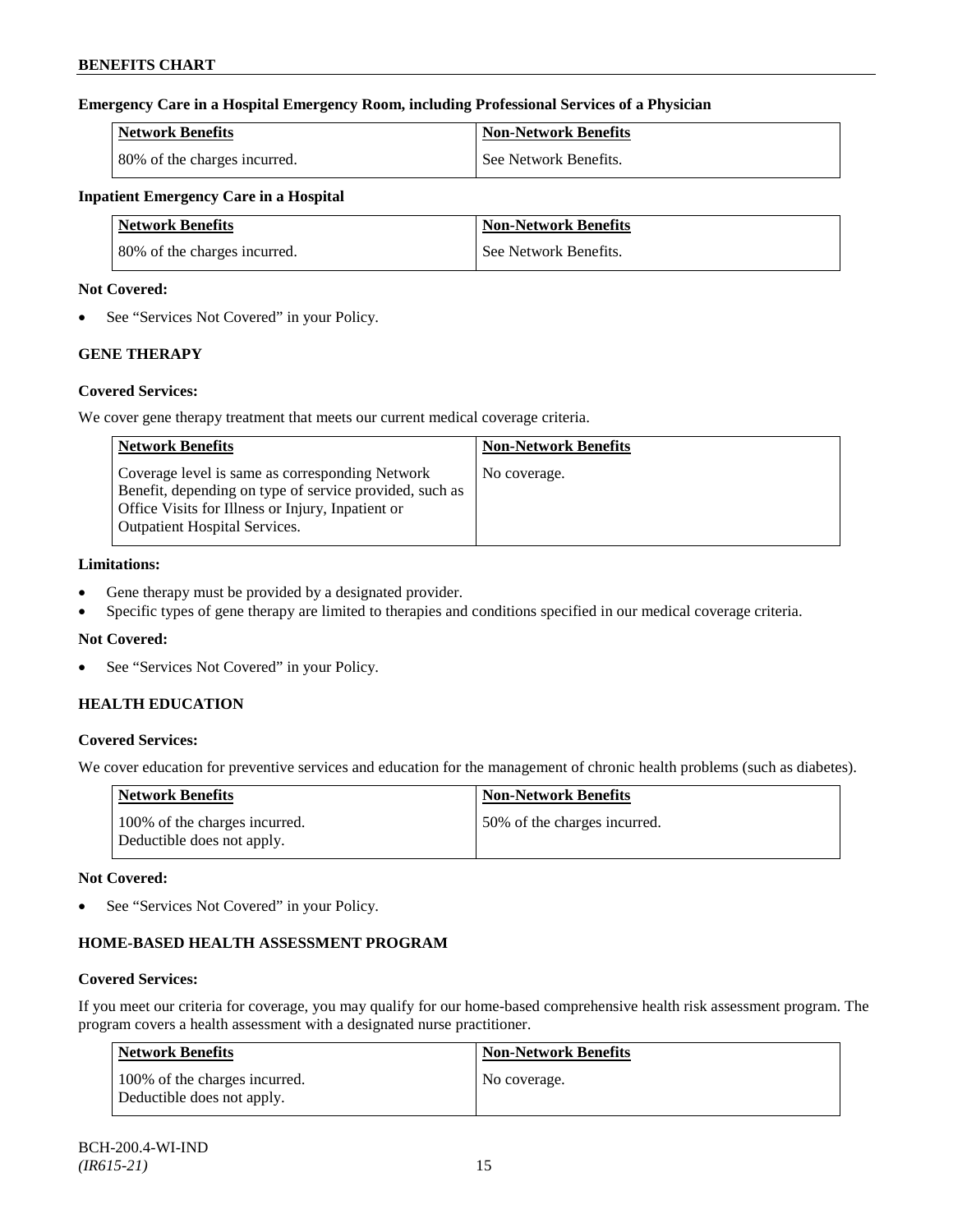**Emergency Care in a Hospital Emergency Room, including Professional Services of a Physician**

| Network Benefits | Non-Network Benefits |
| --- | --- |
| 80% of the charges incurred. | See Network Benefits. |

**Inpatient Emergency Care in a Hospital**

| Network Benefits | Non-Network Benefits |
| --- | --- |
| 80% of the charges incurred. | See Network Benefits. |

**Not Covered:**

- See "Services Not Covered" in your Policy.

## GENE THERAPY

**Covered Services:**

We cover gene therapy treatment that meets our current medical coverage criteria.

| Network Benefits | Non-Network Benefits |
| --- | --- |
| Coverage level is same as corresponding Network Benefit, depending on type of service provided, such as Office Visits for Illness or Injury, Inpatient or Outpatient Hospital Services. | No coverage. |

**Limitations:**

- Gene therapy must be provided by a designated provider.
- Specific types of gene therapy are limited to therapies and conditions specified in our medical coverage criteria.

**Not Covered:**

- See "Services Not Covered" in your Policy.

## HEALTH EDUCATION

**Covered Services:**

We cover education for preventive services and education for the management of chronic health problems (such as diabetes).

| Network Benefits | Non-Network Benefits |
| --- | --- |
| 100% of the charges incurred. Deductible does not apply. | 50% of the charges incurred. |

**Not Covered:**

- See "Services Not Covered" in your Policy.

## HOME-BASED HEALTH ASSESSMENT PROGRAM

**Covered Services:**

If you meet our criteria for coverage, you may qualify for our home-based comprehensive health risk assessment program. The program covers a health assessment with a designated nurse practitioner.

| Network Benefits | Non-Network Benefits |
| --- | --- |
| 100% of the charges incurred. Deductible does not apply. | No coverage. |

BCH-200.4-WI-IND
*(IR615-21)*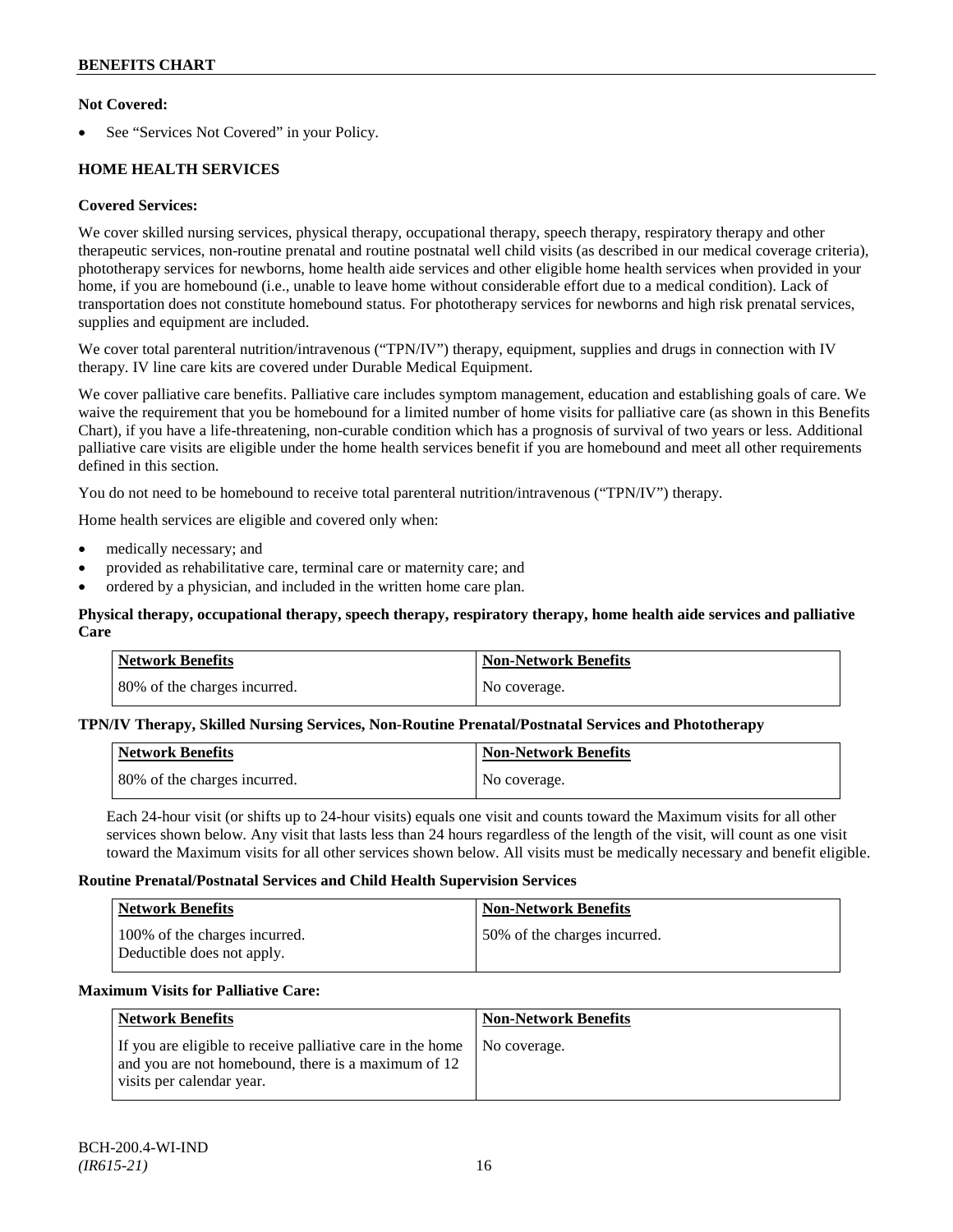**Not Covered:**

- See "Services Not Covered" in your Policy.

## HOME HEALTH SERVICES

**Covered Services:**

We cover skilled nursing services, physical therapy, occupational therapy, speech therapy, respiratory therapy and other therapeutic services, non-routine prenatal and routine postnatal well child visits (as described in our medical coverage criteria), phototherapy services for newborns, home health aide services and other eligible home health services when provided in your home, if you are homebound (i.e., unable to leave home without considerable effort due to a medical condition). Lack of transportation does not constitute homebound status. For phototherapy services for newborns and high risk prenatal services, supplies and equipment are included.

We cover total parenteral nutrition/intravenous ("TPN/IV") therapy, equipment, supplies and drugs in connection with IV therapy. IV line care kits are covered under Durable Medical Equipment.

We cover palliative care benefits. Palliative care includes symptom management, education and establishing goals of care. We waive the requirement that you be homebound for a limited number of home visits for palliative care (as shown in this Benefits Chart), if you have a life-threatening, non-curable condition which has a prognosis of survival of two years or less. Additional palliative care visits are eligible under the home health services benefit if you are homebound and meet all other requirements defined in this section.

You do not need to be homebound to receive total parenteral nutrition/intravenous ("TPN/IV") therapy.

Home health services are eligible and covered only when:

- medically necessary; and
- provided as rehabilitative care, terminal care or maternity care; and
- ordered by a physician, and included in the written home care plan.

**Physical therapy, occupational therapy, speech therapy, respiratory therapy, home health aide services and palliative Care**

| Network Benefits | Non-Network Benefits |
|---|---|
| 80% of the charges incurred. | No coverage. |

**TPN/IV Therapy, Skilled Nursing Services, Non-Routine Prenatal/Postnatal Services and Phototherapy**

| Network Benefits | Non-Network Benefits |
|---|---|
| 80% of the charges incurred. | No coverage. |

Each 24-hour visit (or shifts up to 24-hour visits) equals one visit and counts toward the Maximum visits for all other services shown below. Any visit that lasts less than 24 hours regardless of the length of the visit, will count as one visit toward the Maximum visits for all other services shown below. All visits must be medically necessary and benefit eligible.

**Routine Prenatal/Postnatal Services and Child Health Supervision Services**

| Network Benefits | Non-Network Benefits |
|---|---|
| 100% of the charges incurred. Deductible does not apply. | 50% of the charges incurred. |

**Maximum Visits for Palliative Care:**

| Network Benefits | Non-Network Benefits |
|---|---|
| If you are eligible to receive palliative care in the home and you are not homebound, there is a maximum of 12 visits per calendar year. | No coverage. |

BCH-200.4-WI-IND
*(IR615-21)*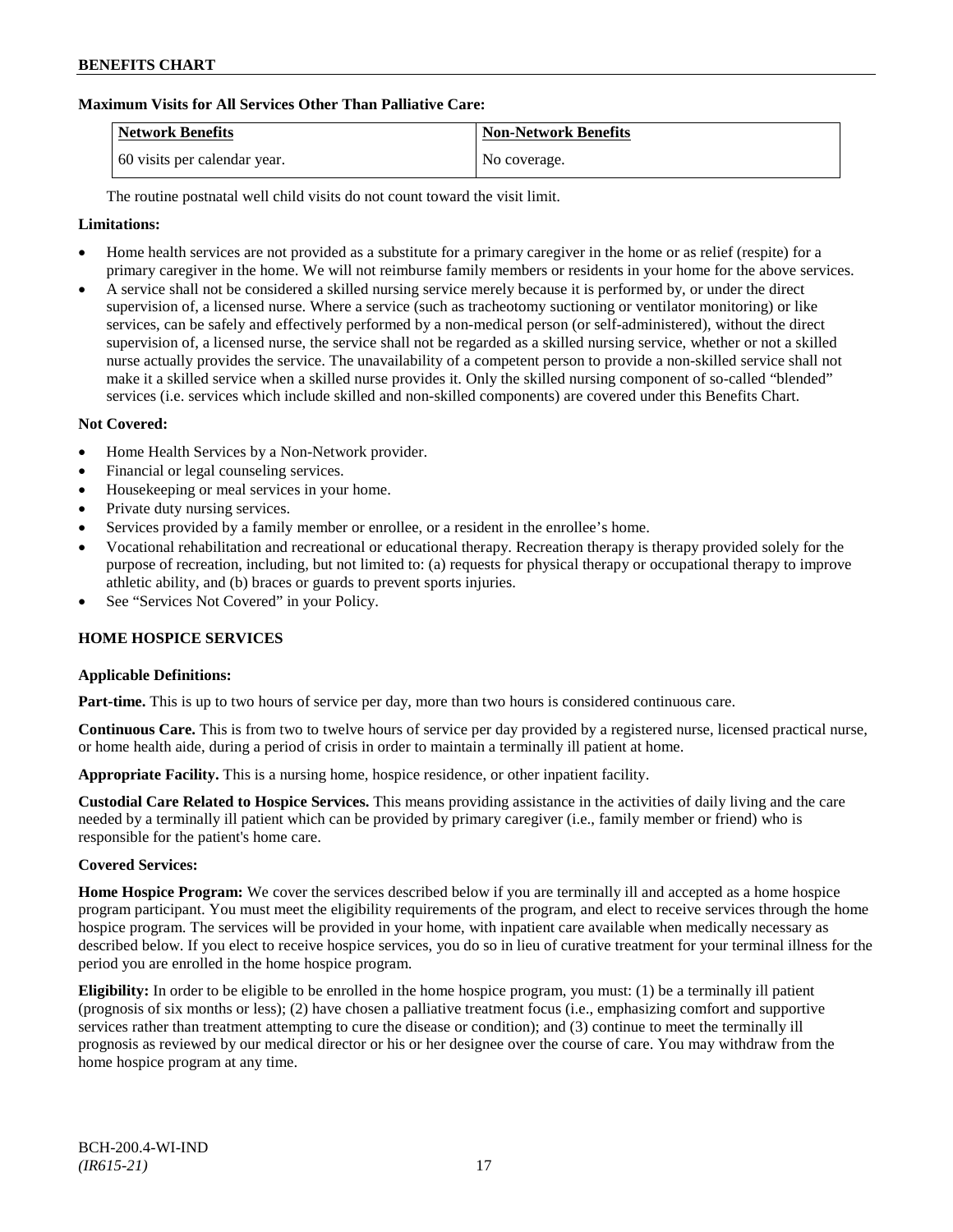**Maximum Visits for All Services Other Than Palliative Care:**

| Network Benefits | Non-Network Benefits |
| --- | --- |
| 60 visits per calendar year. | No coverage. |

The routine postnatal well child visits do not count toward the visit limit.

**Limitations:**

- Home health services are not provided as a substitute for a primary caregiver in the home or as relief (respite) for a primary caregiver in the home. We will not reimburse family members or residents in your home for the above services.
- A service shall not be considered a skilled nursing service merely because it is performed by, or under the direct supervision of, a licensed nurse. Where a service (such as tracheotomy suctioning or ventilator monitoring) or like services, can be safely and effectively performed by a non-medical person (or self-administered), without the direct supervision of, a licensed nurse, the service shall not be regarded as a skilled nursing service, whether or not a skilled nurse actually provides the service. The unavailability of a competent person to provide a non-skilled service shall not make it a skilled service when a skilled nurse provides it. Only the skilled nursing component of so-called "blended" services (i.e. services which include skilled and non-skilled components) are covered under this Benefits Chart.

**Not Covered:**

- Home Health Services by a Non-Network provider.
- Financial or legal counseling services.
- Housekeeping or meal services in your home.
- Private duty nursing services.
- Services provided by a family member or enrollee, or a resident in the enrollee's home.
- Vocational rehabilitation and recreational or educational therapy. Recreation therapy is therapy provided solely for the purpose of recreation, including, but not limited to: (a) requests for physical therapy or occupational therapy to improve athletic ability, and (b) braces or guards to prevent sports injuries.
- See "Services Not Covered" in your Policy.

## HOME HOSPICE SERVICES

**Applicable Definitions:**

**Part-time.** This is up to two hours of service per day, more than two hours is considered continuous care.

**Continuous Care.** This is from two to twelve hours of service per day provided by a registered nurse, licensed practical nurse, or home health aide, during a period of crisis in order to maintain a terminally ill patient at home.

**Appropriate Facility.** This is a nursing home, hospice residence, or other inpatient facility.

**Custodial Care Related to Hospice Services.** This means providing assistance in the activities of daily living and the care needed by a terminally ill patient which can be provided by primary caregiver (i.e., family member or friend) who is responsible for the patient's home care.

**Covered Services:**

**Home Hospice Program:** We cover the services described below if you are terminally ill and accepted as a home hospice program participant. You must meet the eligibility requirements of the program, and elect to receive services through the home hospice program. The services will be provided in your home, with inpatient care available when medically necessary as described below. If you elect to receive hospice services, you do so in lieu of curative treatment for your terminal illness for the period you are enrolled in the home hospice program.

**Eligibility:** In order to be eligible to be enrolled in the home hospice program, you must: (1) be a terminally ill patient (prognosis of six months or less); (2) have chosen a palliative treatment focus (i.e., emphasizing comfort and supportive services rather than treatment attempting to cure the disease or condition); and (3) continue to meet the terminally ill prognosis as reviewed by our medical director or his or her designee over the course of care. You may withdraw from the home hospice program at any time.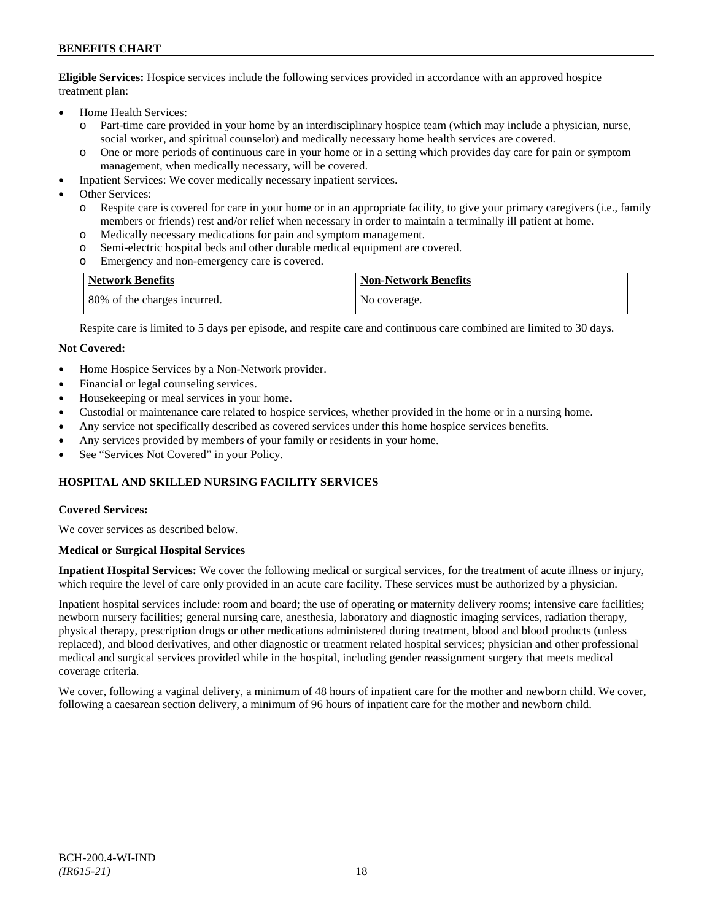**Eligible Services:** Hospice services include the following services provided in accordance with an approved hospice treatment plan:

- Home Health Services:
  - Part-time care provided in your home by an interdisciplinary hospice team (which may include a physician, nurse, social worker, and spiritual counselor) and medically necessary home health services are covered.
  - One or more periods of continuous care in your home or in a setting which provides day care for pain or symptom management, when medically necessary, will be covered.
- Inpatient Services: We cover medically necessary inpatient services.
- Other Services:
  - Respite care is covered for care in your home or in an appropriate facility, to give your primary caregivers (i.e., family members or friends) rest and/or relief when necessary in order to maintain a terminally ill patient at home.
  - Medically necessary medications for pain and symptom management.
  - Semi-electric hospital beds and other durable medical equipment are covered.
  - Emergency and non-emergency care is covered.

| Network Benefits | Non-Network Benefits |
|---|---|
| 80% of the charges incurred. | No coverage. |

Respite care is limited to 5 days per episode, and respite care and continuous care combined are limited to 30 days.

**Not Covered:**

- Home Hospice Services by a Non-Network provider.
- Financial or legal counseling services.
- Housekeeping or meal services in your home.
- Custodial or maintenance care related to hospice services, whether provided in the home or in a nursing home.
- Any service not specifically described as covered services under this home hospice services benefits.
- Any services provided by members of your family or residents in your home.
- See "Services Not Covered" in your Policy.

### HOSPITAL AND SKILLED NURSING FACILITY SERVICES

**Covered Services:**

We cover services as described below.

**Medical or Surgical Hospital Services**

**Inpatient Hospital Services:** We cover the following medical or surgical services, for the treatment of acute illness or injury, which require the level of care only provided in an acute care facility. These services must be authorized by a physician.

Inpatient hospital services include: room and board; the use of operating or maternity delivery rooms; intensive care facilities; newborn nursery facilities; general nursing care, anesthesia, laboratory and diagnostic imaging services, radiation therapy, physical therapy, prescription drugs or other medications administered during treatment, blood and blood products (unless replaced), and blood derivatives, and other diagnostic or treatment related hospital services; physician and other professional medical and surgical services provided while in the hospital, including gender reassignment surgery that meets medical coverage criteria.

We cover, following a vaginal delivery, a minimum of 48 hours of inpatient care for the mother and newborn child. We cover, following a caesarean section delivery, a minimum of 96 hours of inpatient care for the mother and newborn child.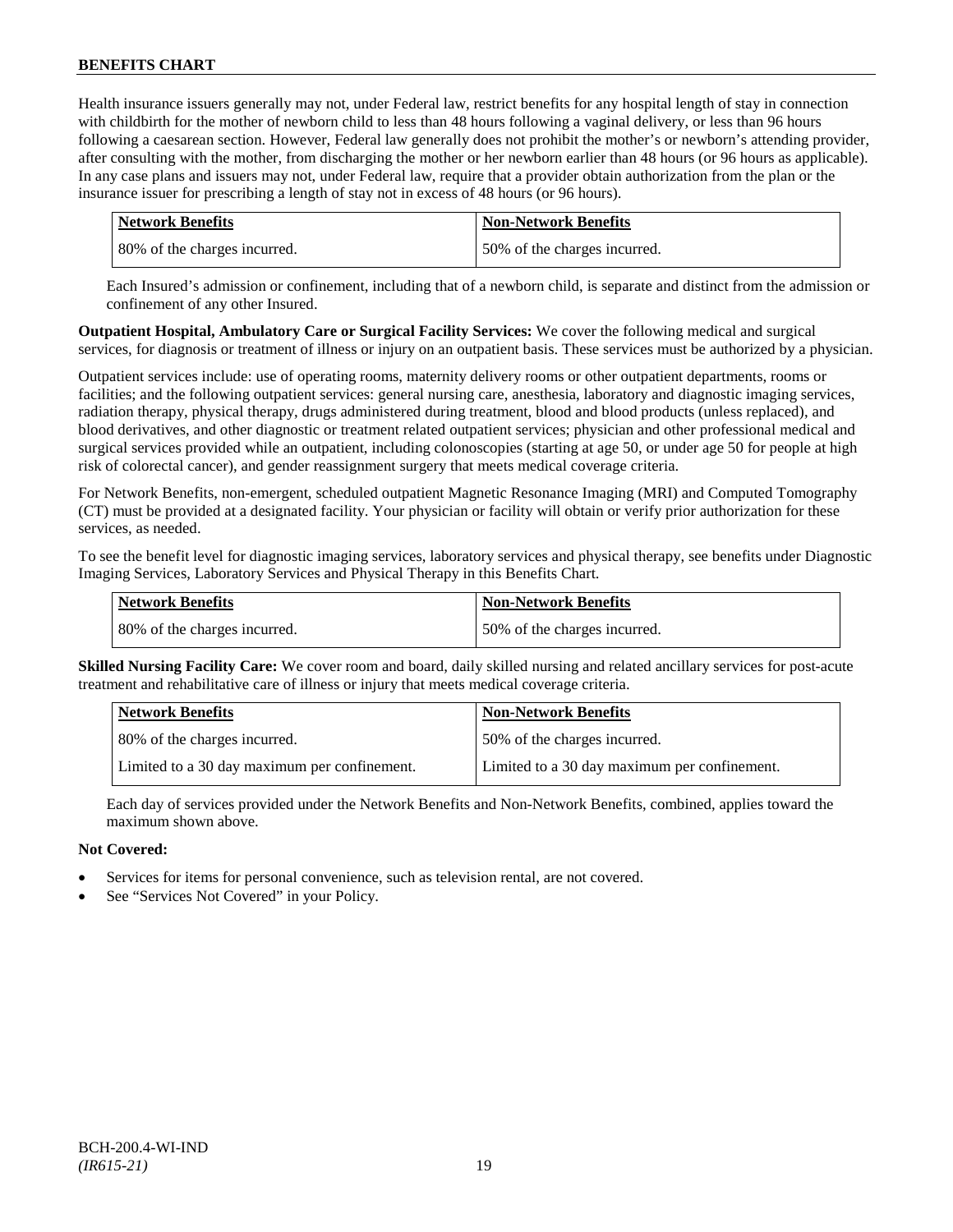Health insurance issuers generally may not, under Federal law, restrict benefits for any hospital length of stay in connection with childbirth for the mother of newborn child to less than 48 hours following a vaginal delivery, or less than 96 hours following a caesarean section. However, Federal law generally does not prohibit the mother's or newborn's attending provider, after consulting with the mother, from discharging the mother or her newborn earlier than 48 hours (or 96 hours as applicable). In any case plans and issuers may not, under Federal law, require that a provider obtain authorization from the plan or the insurance issuer for prescribing a length of stay not in excess of 48 hours (or 96 hours).

| Network Benefits | Non-Network Benefits |
|---|---|
| 80% of the charges incurred. | 50% of the charges incurred. |

Each Insured's admission or confinement, including that of a newborn child, is separate and distinct from the admission or confinement of any other Insured.

**Outpatient Hospital, Ambulatory Care or Surgical Facility Services:** We cover the following medical and surgical services, for diagnosis or treatment of illness or injury on an outpatient basis. These services must be authorized by a physician.

Outpatient services include: use of operating rooms, maternity delivery rooms or other outpatient departments, rooms or facilities; and the following outpatient services: general nursing care, anesthesia, laboratory and diagnostic imaging services, radiation therapy, physical therapy, drugs administered during treatment, blood and blood products (unless replaced), and blood derivatives, and other diagnostic or treatment related outpatient services; physician and other professional medical and surgical services provided while an outpatient, including colonoscopies (starting at age 50, or under age 50 for people at high risk of colorectal cancer), and gender reassignment surgery that meets medical coverage criteria.

For Network Benefits, non-emergent, scheduled outpatient Magnetic Resonance Imaging (MRI) and Computed Tomography (CT) must be provided at a designated facility. Your physician or facility will obtain or verify prior authorization for these services, as needed.

To see the benefit level for diagnostic imaging services, laboratory services and physical therapy, see benefits under Diagnostic Imaging Services, Laboratory Services and Physical Therapy in this Benefits Chart.

| Network Benefits | Non-Network Benefits |
|---|---|
| 80% of the charges incurred. | 50% of the charges incurred. |

**Skilled Nursing Facility Care:** We cover room and board, daily skilled nursing and related ancillary services for post-acute treatment and rehabilitative care of illness or injury that meets medical coverage criteria.

| Network Benefits | Non-Network Benefits |
|---|---|
| 80% of the charges incurred. | 50% of the charges incurred. |
| Limited to a 30 day maximum per confinement. | Limited to a 30 day maximum per confinement. |

Each day of services provided under the Network Benefits and Non-Network Benefits, combined, applies toward the maximum shown above.

**Not Covered:**

- Services for items for personal convenience, such as television rental, are not covered.
- See "Services Not Covered" in your Policy.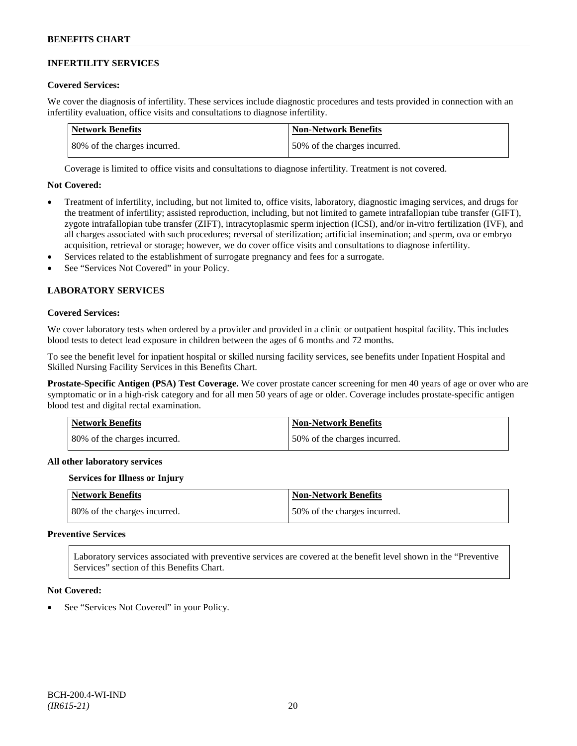## INFERTILITY SERVICES

### Covered Services:

We cover the diagnosis of infertility. These services include diagnostic procedures and tests provided in connection with an infertility evaluation, office visits and consultations to diagnose infertility.

| Network Benefits | Non-Network Benefits |
|---|---|
| 80% of the charges incurred. | 50% of the charges incurred. |

Coverage is limited to office visits and consultations to diagnose infertility. Treatment is not covered.

### Not Covered:

- Treatment of infertility, including, but not limited to, office visits, laboratory, diagnostic imaging services, and drugs for the treatment of infertility; assisted reproduction, including, but not limited to gamete intrafallopian tube transfer (GIFT), zygote intrafallopian tube transfer (ZIFT), intracytoplasmic sperm injection (ICSI), and/or in-vitro fertilization (IVF), and all charges associated with such procedures; reversal of sterilization; artificial insemination; and sperm, ova or embryo acquisition, retrieval or storage; however, we do cover office visits and consultations to diagnose infertility.
- Services related to the establishment of surrogate pregnancy and fees for a surrogate.
- See "Services Not Covered" in your Policy.

## LABORATORY SERVICES

### Covered Services:

We cover laboratory tests when ordered by a provider and provided in a clinic or outpatient hospital facility. This includes blood tests to detect lead exposure in children between the ages of 6 months and 72 months.

To see the benefit level for inpatient hospital or skilled nursing facility services, see benefits under Inpatient Hospital and Skilled Nursing Facility Services in this Benefits Chart.

**Prostate-Specific Antigen (PSA) Test Coverage.** We cover prostate cancer screening for men 40 years of age or over who are symptomatic or in a high-risk category and for all men 50 years of age or older. Coverage includes prostate-specific antigen blood test and digital rectal examination.

| Network Benefits | Non-Network Benefits |
|---|---|
| 80% of the charges incurred. | 50% of the charges incurred. |

**All other laboratory services**

**Services for Illness or Injury**

| Network Benefits | Non-Network Benefits |
|---|---|
| 80% of the charges incurred. | 50% of the charges incurred. |

**Preventive Services**

Laboratory services associated with preventive services are covered at the benefit level shown in the "Preventive Services" section of this Benefits Chart.

### Not Covered:

- See "Services Not Covered" in your Policy.

BCH-200.4-WI-IND
*(IR615-21)*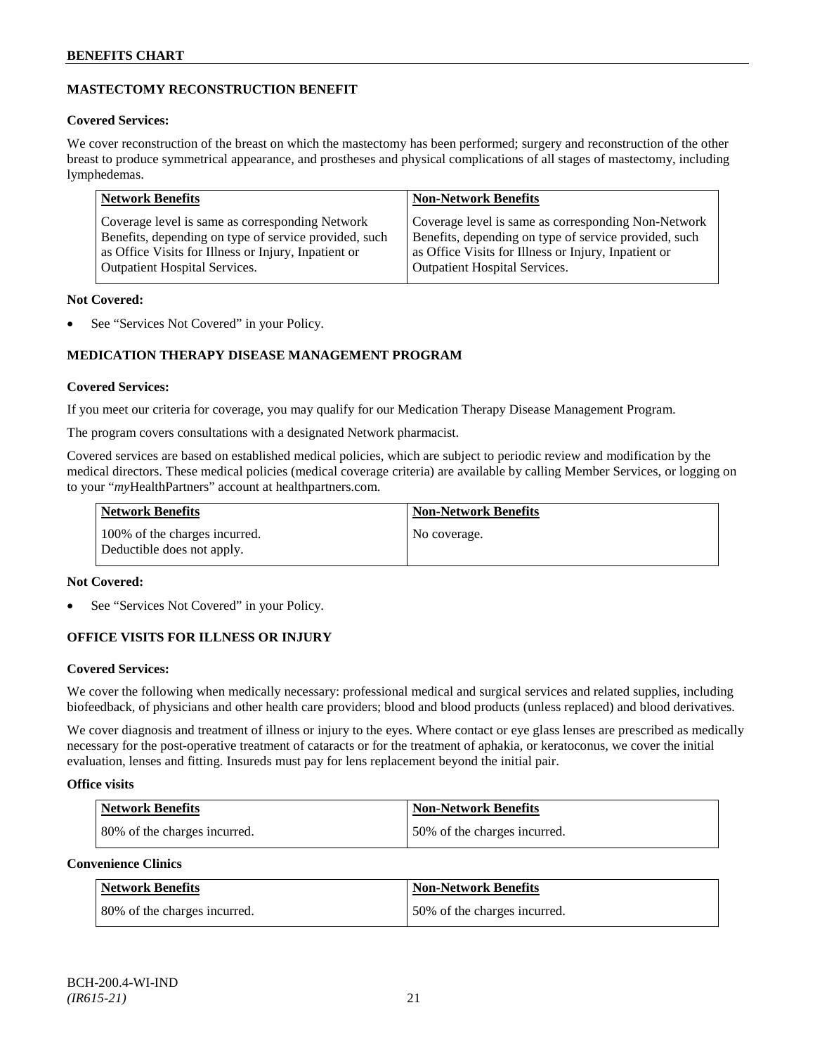## MASTECTOMY RECONSTRUCTION BENEFIT

**Covered Services:**

We cover reconstruction of the breast on which the mastectomy has been performed; surgery and reconstruction of the other breast to produce symmetrical appearance, and prostheses and physical complications of all stages of mastectomy, including lymphedemas.

| Network Benefits | Non-Network Benefits |
|---|---|
| Coverage level is same as corresponding Network Benefits, depending on type of service provided, such as Office Visits for Illness or Injury, Inpatient or Outpatient Hospital Services. | Coverage level is same as corresponding Non-Network Benefits, depending on type of service provided, such as Office Visits for Illness or Injury, Inpatient or Outpatient Hospital Services. |

**Not Covered:**

- See "Services Not Covered" in your Policy.

## MEDICATION THERAPY DISEASE MANAGEMENT PROGRAM

**Covered Services:**

If you meet our criteria for coverage, you may qualify for our Medication Therapy Disease Management Program.

The program covers consultations with a designated Network pharmacist.

Covered services are based on established medical policies, which are subject to periodic review and modification by the medical directors. These medical policies (medical coverage criteria) are available by calling Member Services, or logging on to your "*my*HealthPartners" account at healthpartners.com.

| Network Benefits | Non-Network Benefits |
|---|---|
| 100% of the charges incurred. Deductible does not apply. | No coverage. |

**Not Covered:**

- See "Services Not Covered" in your Policy.

## OFFICE VISITS FOR ILLNESS OR INJURY

**Covered Services:**

We cover the following when medically necessary: professional medical and surgical services and related supplies, including biofeedback, of physicians and other health care providers; blood and blood products (unless replaced) and blood derivatives.

We cover diagnosis and treatment of illness or injury to the eyes. Where contact or eye glass lenses are prescribed as medically necessary for the post-operative treatment of cataracts or for the treatment of aphakia, or keratoconus, we cover the initial evaluation, lenses and fitting. Insureds must pay for lens replacement beyond the initial pair.

**Office visits**

| Network Benefits | Non-Network Benefits |
|---|---|
| 80% of the charges incurred. | 50% of the charges incurred. |

**Convenience Clinics**

| Network Benefits | Non-Network Benefits |
|---|---|
| 80% of the charges incurred. | 50% of the charges incurred. |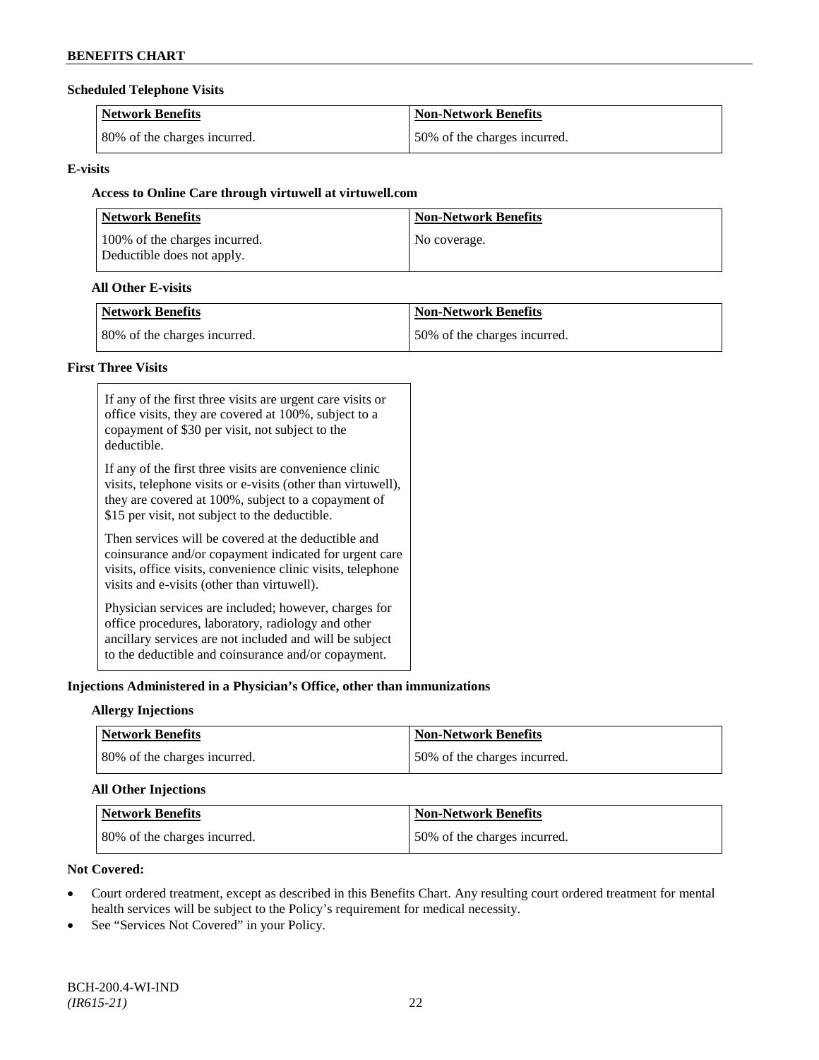### Scheduled Telephone Visits

| Network Benefits | Non-Network Benefits |
|---|---|
| 80% of the charges incurred. | 50% of the charges incurred. |

### E-visits

#### Access to Online Care through virtuwell at virtuwell.com

| Network Benefits | Non-Network Benefits |
|---|---|
| 100% of the charges incurred. Deductible does not apply. | No coverage. |

#### All Other E-visits

| Network Benefits | Non-Network Benefits |
|---|---|
| 80% of the charges incurred. | 50% of the charges incurred. |

### First Three Visits

If any of the first three visits are urgent care visits or office visits, they are covered at 100%, subject to a copayment of $30 per visit, not subject to the deductible.

If any of the first three visits are convenience clinic visits, telephone visits or e-visits (other than virtuwell), they are covered at 100%, subject to a copayment of $15 per visit, not subject to the deductible.

Then services will be covered at the deductible and coinsurance and/or copayment indicated for urgent care visits, office visits, convenience clinic visits, telephone visits and e-visits (other than virtuwell).

Physician services are included; however, charges for office procedures, laboratory, radiology and other ancillary services are not included and will be subject to the deductible and coinsurance and/or copayment.

### Injections Administered in a Physician's Office, other than immunizations

#### Allergy Injections

| Network Benefits | Non-Network Benefits |
|---|---|
| 80% of the charges incurred. | 50% of the charges incurred. |

#### All Other Injections

| Network Benefits | Non-Network Benefits |
|---|---|
| 80% of the charges incurred. | 50% of the charges incurred. |

### Not Covered:

- Court ordered treatment, except as described in this Benefits Chart. Any resulting court ordered treatment for mental health services will be subject to the Policy's requirement for medical necessity.
- See "Services Not Covered" in your Policy.

BCH-200.4-WI-IND
*(IR615-21)*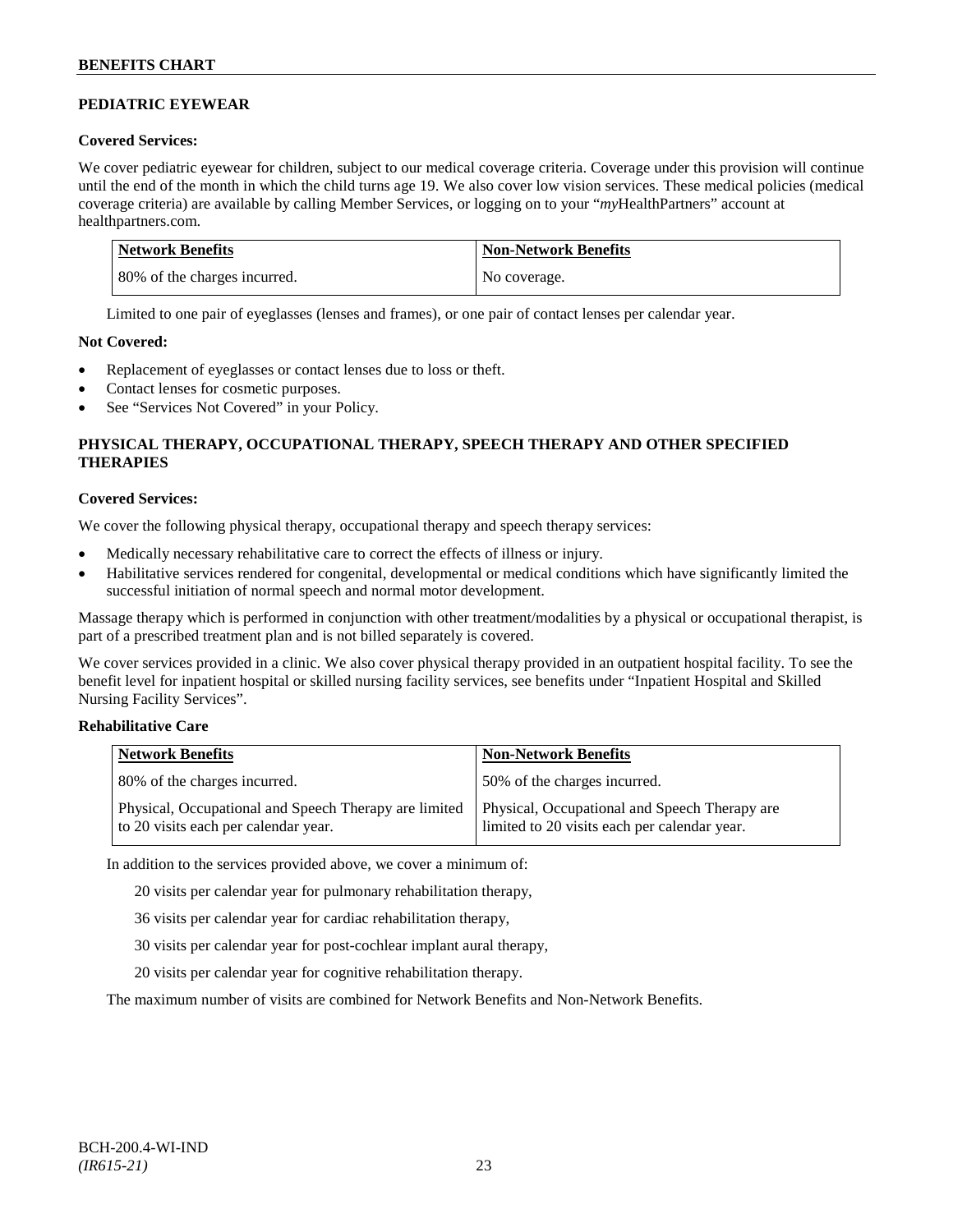## PEDIATRIC EYEWEAR

**Covered Services:**

We cover pediatric eyewear for children, subject to our medical coverage criteria. Coverage under this provision will continue until the end of the month in which the child turns age 19. We also cover low vision services. These medical policies (medical coverage criteria) are available by calling Member Services, or logging on to your "*my*HealthPartners" account at healthpartners.com.

| Network Benefits | Non-Network Benefits |
|---|---|
| 80% of the charges incurred. | No coverage. |

Limited to one pair of eyeglasses (lenses and frames), or one pair of contact lenses per calendar year.

**Not Covered:**

- Replacement of eyeglasses or contact lenses due to loss or theft.
- Contact lenses for cosmetic purposes.
- See "Services Not Covered" in your Policy.

## PHYSICAL THERAPY, OCCUPATIONAL THERAPY, SPEECH THERAPY AND OTHER SPECIFIED THERAPIES

**Covered Services:**

We cover the following physical therapy, occupational therapy and speech therapy services:

- Medically necessary rehabilitative care to correct the effects of illness or injury.
- Habilitative services rendered for congenital, developmental or medical conditions which have significantly limited the successful initiation of normal speech and normal motor development.

Massage therapy which is performed in conjunction with other treatment/modalities by a physical or occupational therapist, is part of a prescribed treatment plan and is not billed separately is covered.

We cover services provided in a clinic. We also cover physical therapy provided in an outpatient hospital facility. To see the benefit level for inpatient hospital or skilled nursing facility services, see benefits under "Inpatient Hospital and Skilled Nursing Facility Services".

**Rehabilitative Care**

| Network Benefits | Non-Network Benefits |
|---|---|
| 80% of the charges incurred. | 50% of the charges incurred. |
| Physical, Occupational and Speech Therapy are limited to 20 visits each per calendar year. | Physical, Occupational and Speech Therapy are limited to 20 visits each per calendar year. |

In addition to the services provided above, we cover a minimum of:

20 visits per calendar year for pulmonary rehabilitation therapy,

36 visits per calendar year for cardiac rehabilitation therapy,

30 visits per calendar year for post-cochlear implant aural therapy,

20 visits per calendar year for cognitive rehabilitation therapy.

The maximum number of visits are combined for Network Benefits and Non-Network Benefits.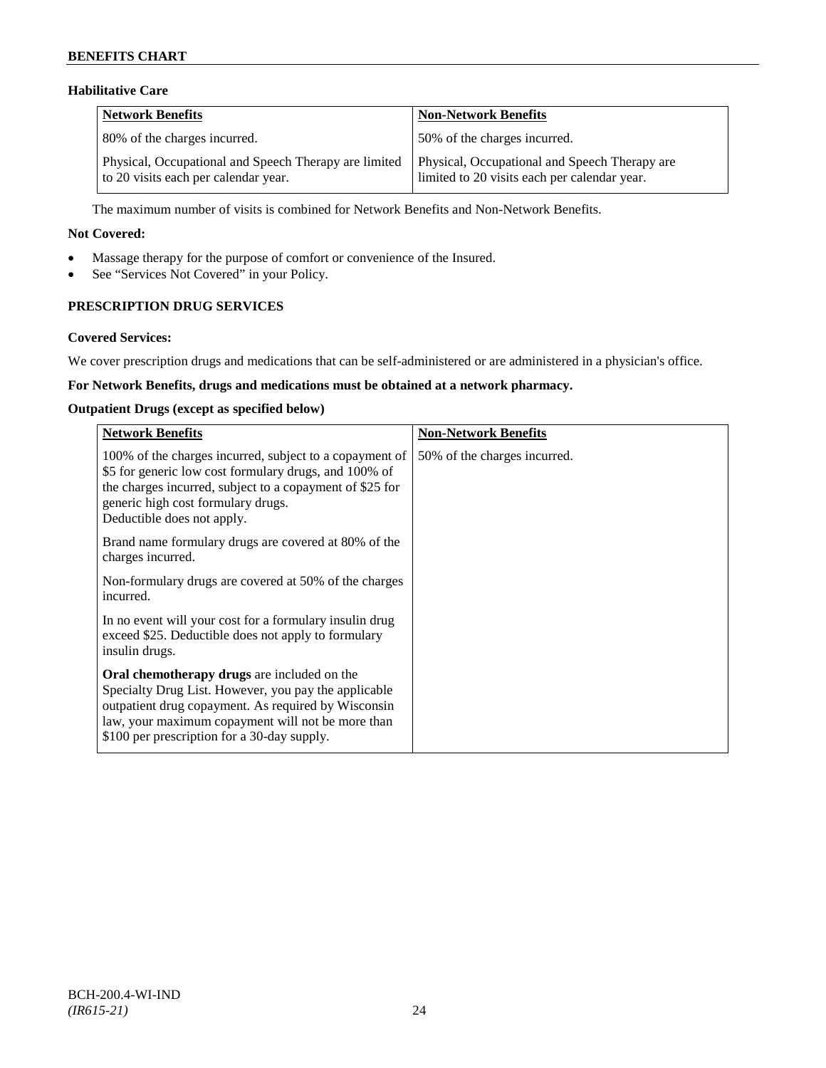### Habilitative Care

| Network Benefits | Non-Network Benefits |
| --- | --- |
| 80% of the charges incurred. | 50% of the charges incurred. |
| Physical, Occupational and Speech Therapy are limited to 20 visits each per calendar year. | Physical, Occupational and Speech Therapy are limited to 20 visits each per calendar year. |

The maximum number of visits is combined for Network Benefits and Non-Network Benefits.

**Not Covered:**

- Massage therapy for the purpose of comfort or convenience of the Insured.
- See "Services Not Covered" in your Policy.

## PRESCRIPTION DRUG SERVICES

**Covered Services:**

We cover prescription drugs and medications that can be self-administered or are administered in a physician's office.

**For Network Benefits, drugs and medications must be obtained at a network pharmacy.**

**Outpatient Drugs (except as specified below)**

| Network Benefits | Non-Network Benefits |
| --- | --- |
| 100% of the charges incurred, subject to a copayment of $5 for generic low cost formulary drugs, and 100% of the charges incurred, subject to a copayment of $25 for generic high cost formulary drugs.<br>Deductible does not apply.<br><br>Brand name formulary drugs are covered at 80% of the charges incurred.<br><br>Non-formulary drugs are covered at 50% of the charges incurred.<br><br>In no event will your cost for a formulary insulin drug exceed $25. Deductible does not apply to formulary insulin drugs.<br><br>**Oral chemotherapy drugs** are included on the Specialty Drug List. However, you pay the applicable outpatient drug copayment. As required by Wisconsin law, your maximum copayment will not be more than $100 per prescription for a 30-day supply. | 50% of the charges incurred. |

BCH-200.4-WI-IND
*(IR615-21)*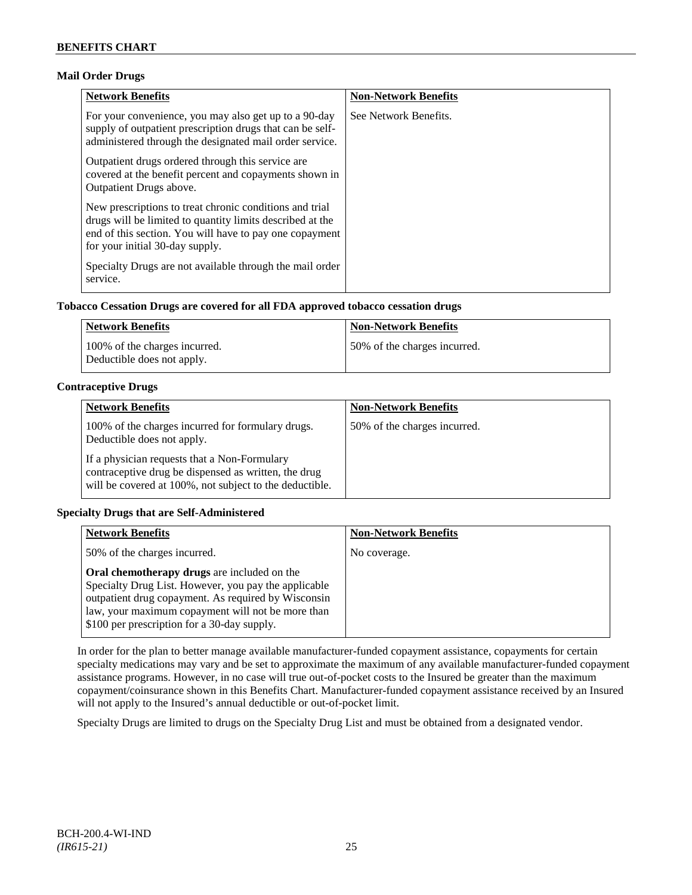### Mail Order Drugs

| Network Benefits | Non-Network Benefits |
|---|---|
| For your convenience, you may also get up to a 90-day supply of outpatient prescription drugs that can be self-administered through the designated mail order service.<br><br>Outpatient drugs ordered through this service are covered at the benefit percent and copayments shown in Outpatient Drugs above.<br><br>New prescriptions to treat chronic conditions and trial drugs will be limited to quantity limits described at the end of this section. You will have to pay one copayment for your initial 30-day supply.<br><br>Specialty Drugs are not available through the mail order service. | See Network Benefits. |

### Tobacco Cessation Drugs are covered for all FDA approved tobacco cessation drugs

| Network Benefits | Non-Network Benefits |
|---|---|
| 100% of the charges incurred.<br>Deductible does not apply. | 50% of the charges incurred. |

### Contraceptive Drugs

| Network Benefits | Non-Network Benefits |
|---|---|
| 100% of the charges incurred for formulary drugs. Deductible does not apply.<br><br>If a physician requests that a Non-Formulary contraceptive drug be dispensed as written, the drug will be covered at 100%, not subject to the deductible. | 50% of the charges incurred. |

### Specialty Drugs that are Self-Administered

| Network Benefits | Non-Network Benefits |
|---|---|
| 50% of the charges incurred.<br><br>**Oral chemotherapy drugs** are included on the Specialty Drug List. However, you pay the applicable outpatient drug copayment. As required by Wisconsin law, your maximum copayment will not be more than $100 per prescription for a 30-day supply. | No coverage. |

In order for the plan to better manage available manufacturer-funded copayment assistance, copayments for certain specialty medications may vary and be set to approximate the maximum of any available manufacturer-funded copayment assistance programs. However, in no case will true out-of-pocket costs to the Insured be greater than the maximum copayment/coinsurance shown in this Benefits Chart. Manufacturer-funded copayment assistance received by an Insured will not apply to the Insured's annual deductible or out-of-pocket limit.

Specialty Drugs are limited to drugs on the Specialty Drug List and must be obtained from a designated vendor.

BCH-200.4-WI-IND
*(IR615-21)*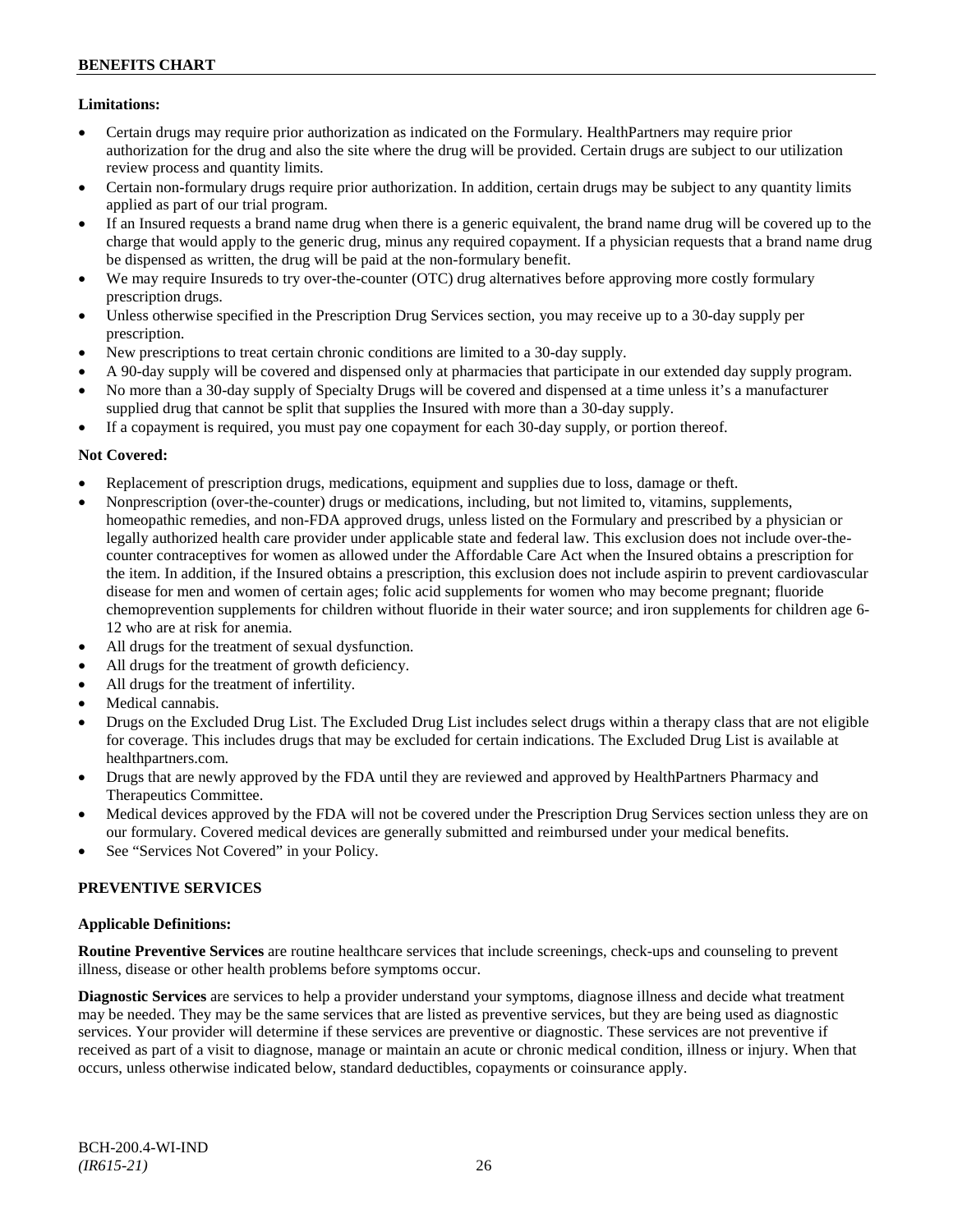**Limitations:**

- Certain drugs may require prior authorization as indicated on the Formulary. HealthPartners may require prior authorization for the drug and also the site where the drug will be provided. Certain drugs are subject to our utilization review process and quantity limits.
- Certain non-formulary drugs require prior authorization. In addition, certain drugs may be subject to any quantity limits applied as part of our trial program.
- If an Insured requests a brand name drug when there is a generic equivalent, the brand name drug will be covered up to the charge that would apply to the generic drug, minus any required copayment. If a physician requests that a brand name drug be dispensed as written, the drug will be paid at the non-formulary benefit.
- We may require Insureds to try over-the-counter (OTC) drug alternatives before approving more costly formulary prescription drugs.
- Unless otherwise specified in the Prescription Drug Services section, you may receive up to a 30-day supply per prescription.
- New prescriptions to treat certain chronic conditions are limited to a 30-day supply.
- A 90-day supply will be covered and dispensed only at pharmacies that participate in our extended day supply program.
- No more than a 30-day supply of Specialty Drugs will be covered and dispensed at a time unless it's a manufacturer supplied drug that cannot be split that supplies the Insured with more than a 30-day supply.
- If a copayment is required, you must pay one copayment for each 30-day supply, or portion thereof.

**Not Covered:**

- Replacement of prescription drugs, medications, equipment and supplies due to loss, damage or theft.
- Nonprescription (over-the-counter) drugs or medications, including, but not limited to, vitamins, supplements, homeopathic remedies, and non-FDA approved drugs, unless listed on the Formulary and prescribed by a physician or legally authorized health care provider under applicable state and federal law. This exclusion does not include over-the-counter contraceptives for women as allowed under the Affordable Care Act when the Insured obtains a prescription for the item. In addition, if the Insured obtains a prescription, this exclusion does not include aspirin to prevent cardiovascular disease for men and women of certain ages; folic acid supplements for women who may become pregnant; fluoride chemoprevention supplements for children without fluoride in their water source; and iron supplements for children age 6-12 who are at risk for anemia.
- All drugs for the treatment of sexual dysfunction.
- All drugs for the treatment of growth deficiency.
- All drugs for the treatment of infertility.
- Medical cannabis.
- Drugs on the Excluded Drug List. The Excluded Drug List includes select drugs within a therapy class that are not eligible for coverage. This includes drugs that may be excluded for certain indications. The Excluded Drug List is available at healthpartners.com.
- Drugs that are newly approved by the FDA until they are reviewed and approved by HealthPartners Pharmacy and Therapeutics Committee.
- Medical devices approved by the FDA will not be covered under the Prescription Drug Services section unless they are on our formulary. Covered medical devices are generally submitted and reimbursed under your medical benefits.
- See "Services Not Covered" in your Policy.

## PREVENTIVE SERVICES

**Applicable Definitions:**

**Routine Preventive Services** are routine healthcare services that include screenings, check-ups and counseling to prevent illness, disease or other health problems before symptoms occur.

**Diagnostic Services** are services to help a provider understand your symptoms, diagnose illness and decide what treatment may be needed. They may be the same services that are listed as preventive services, but they are being used as diagnostic services. Your provider will determine if these services are preventive or diagnostic. These services are not preventive if received as part of a visit to diagnose, manage or maintain an acute or chronic medical condition, illness or injury. When that occurs, unless otherwise indicated below, standard deductibles, copayments or coinsurance apply.

BCH-200.4-WI-IND
*(IR615-21)*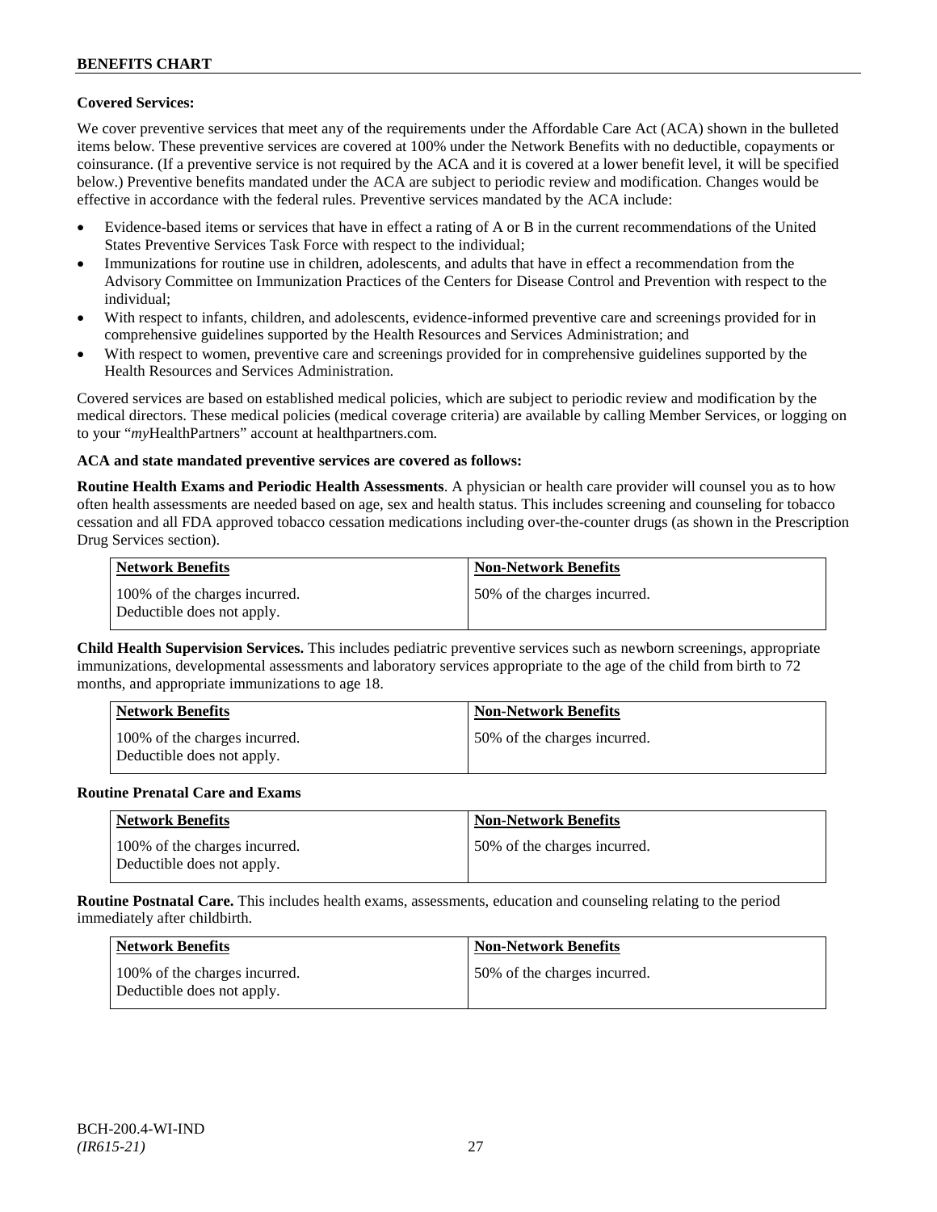**Covered Services:**

We cover preventive services that meet any of the requirements under the Affordable Care Act (ACA) shown in the bulleted items below. These preventive services are covered at 100% under the Network Benefits with no deductible, copayments or coinsurance. (If a preventive service is not required by the ACA and it is covered at a lower benefit level, it will be specified below.) Preventive benefits mandated under the ACA are subject to periodic review and modification. Changes would be effective in accordance with the federal rules. Preventive services mandated by the ACA include:

- Evidence-based items or services that have in effect a rating of A or B in the current recommendations of the United States Preventive Services Task Force with respect to the individual;
- Immunizations for routine use in children, adolescents, and adults that have in effect a recommendation from the Advisory Committee on Immunization Practices of the Centers for Disease Control and Prevention with respect to the individual;
- With respect to infants, children, and adolescents, evidence-informed preventive care and screenings provided for in comprehensive guidelines supported by the Health Resources and Services Administration; and
- With respect to women, preventive care and screenings provided for in comprehensive guidelines supported by the Health Resources and Services Administration.

Covered services are based on established medical policies, which are subject to periodic review and modification by the medical directors. These medical policies (medical coverage criteria) are available by calling Member Services, or logging on to your "*my*HealthPartners" account at healthpartners.com.

**ACA and state mandated preventive services are covered as follows:**

**Routine Health Exams and Periodic Health Assessments**. A physician or health care provider will counsel you as to how often health assessments are needed based on age, sex and health status. This includes screening and counseling for tobacco cessation and all FDA approved tobacco cessation medications including over-the-counter drugs (as shown in the Prescription Drug Services section).

| Network Benefits | Non-Network Benefits |
|---|---|
| 100% of the charges incurred. Deductible does not apply. | 50% of the charges incurred. |

**Child Health Supervision Services.** This includes pediatric preventive services such as newborn screenings, appropriate immunizations, developmental assessments and laboratory services appropriate to the age of the child from birth to 72 months, and appropriate immunizations to age 18.

| Network Benefits | Non-Network Benefits |
|---|---|
| 100% of the charges incurred. Deductible does not apply. | 50% of the charges incurred. |

**Routine Prenatal Care and Exams**

| Network Benefits | Non-Network Benefits |
|---|---|
| 100% of the charges incurred. Deductible does not apply. | 50% of the charges incurred. |

**Routine Postnatal Care.** This includes health exams, assessments, education and counseling relating to the period immediately after childbirth.

| Network Benefits | Non-Network Benefits |
|---|---|
| 100% of the charges incurred. Deductible does not apply. | 50% of the charges incurred. |

BCH-200.4-WI-IND
*(IR615-21)*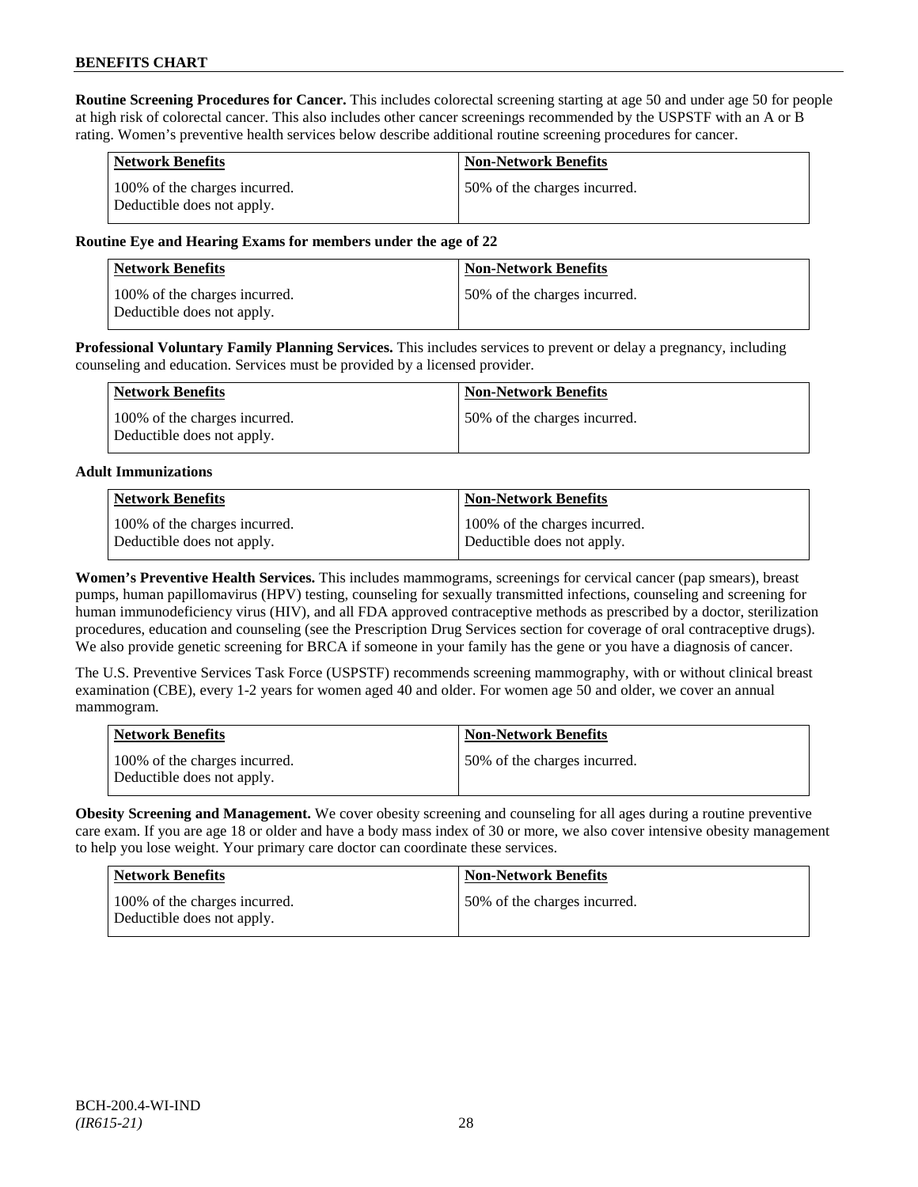**Routine Screening Procedures for Cancer.** This includes colorectal screening starting at age 50 and under age 50 for people at high risk of colorectal cancer. This also includes other cancer screenings recommended by the USPSTF with an A or B rating. Women's preventive health services below describe additional routine screening procedures for cancer.

| Network Benefits | Non-Network Benefits |
|---|---|
| 100% of the charges incurred. Deductible does not apply. | 50% of the charges incurred. |

**Routine Eye and Hearing Exams for members under the age of 22**

| Network Benefits | Non-Network Benefits |
|---|---|
| 100% of the charges incurred. Deductible does not apply. | 50% of the charges incurred. |

**Professional Voluntary Family Planning Services.** This includes services to prevent or delay a pregnancy, including counseling and education. Services must be provided by a licensed provider.

| Network Benefits | Non-Network Benefits |
|---|---|
| 100% of the charges incurred. Deductible does not apply. | 50% of the charges incurred. |

**Adult Immunizations**

| Network Benefits | Non-Network Benefits |
|---|---|
| 100% of the charges incurred. Deductible does not apply. | 100% of the charges incurred. Deductible does not apply. |

**Women's Preventive Health Services.** This includes mammograms, screenings for cervical cancer (pap smears), breast pumps, human papillomavirus (HPV) testing, counseling for sexually transmitted infections, counseling and screening for human immunodeficiency virus (HIV), and all FDA approved contraceptive methods as prescribed by a doctor, sterilization procedures, education and counseling (see the Prescription Drug Services section for coverage of oral contraceptive drugs). We also provide genetic screening for BRCA if someone in your family has the gene or you have a diagnosis of cancer.

The U.S. Preventive Services Task Force (USPSTF) recommends screening mammography, with or without clinical breast examination (CBE), every 1-2 years for women aged 40 and older. For women age 50 and older, we cover an annual mammogram.

| Network Benefits | Non-Network Benefits |
|---|---|
| 100% of the charges incurred. Deductible does not apply. | 50% of the charges incurred. |

**Obesity Screening and Management.** We cover obesity screening and counseling for all ages during a routine preventive care exam. If you are age 18 or older and have a body mass index of 30 or more, we also cover intensive obesity management to help you lose weight. Your primary care doctor can coordinate these services.

| Network Benefits | Non-Network Benefits |
|---|---|
| 100% of the charges incurred. Deductible does not apply. | 50% of the charges incurred. |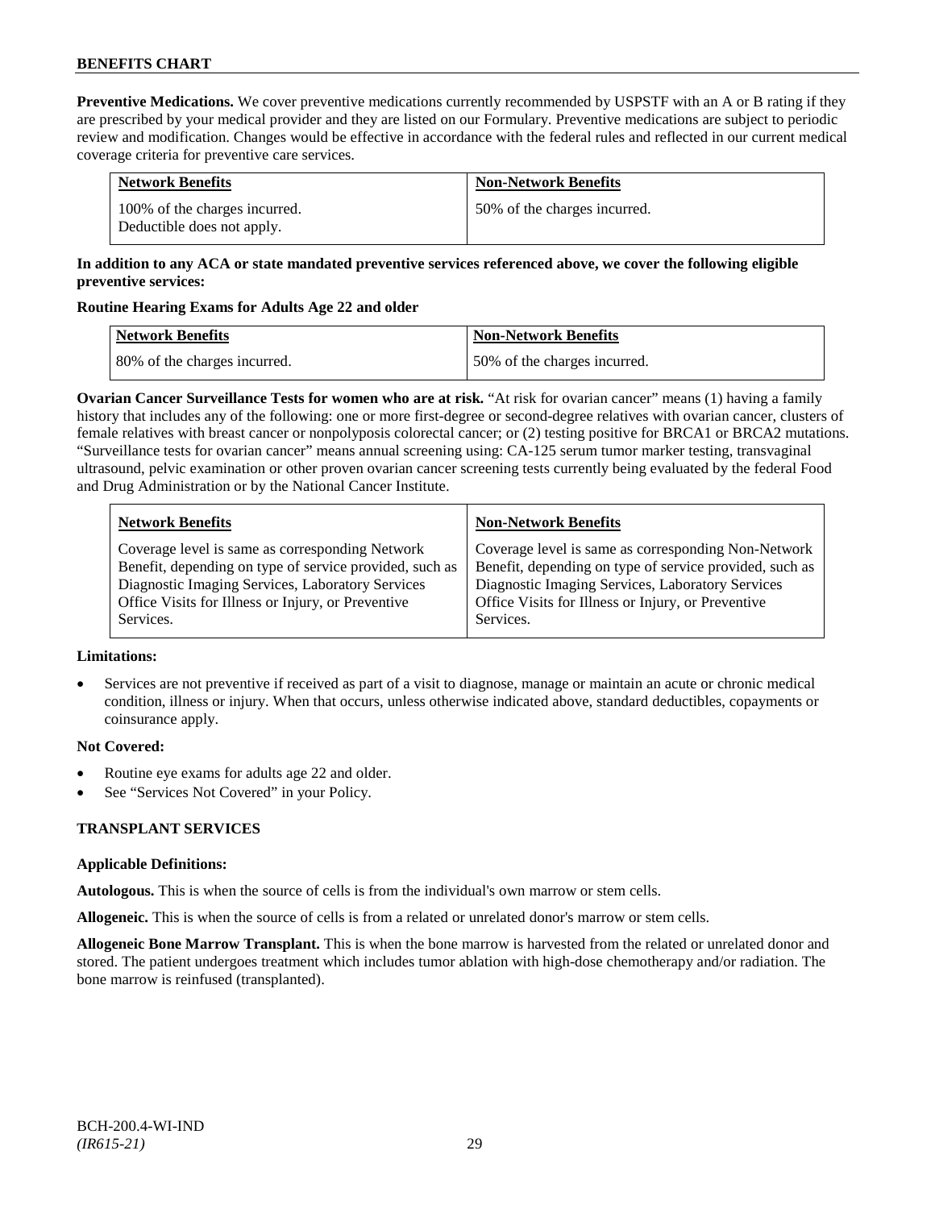**Preventive Medications.** We cover preventive medications currently recommended by USPSTF with an A or B rating if they are prescribed by your medical provider and they are listed on our Formulary. Preventive medications are subject to periodic review and modification. Changes would be effective in accordance with the federal rules and reflected in our current medical coverage criteria for preventive care services.

| Network Benefits | Non-Network Benefits |
| --- | --- |
| 100% of the charges incurred. Deductible does not apply. | 50% of the charges incurred. |

**In addition to any ACA or state mandated preventive services referenced above, we cover the following eligible preventive services:**

**Routine Hearing Exams for Adults Age 22 and older**

| Network Benefits | Non-Network Benefits |
| --- | --- |
| 80% of the charges incurred. | 50% of the charges incurred. |

**Ovarian Cancer Surveillance Tests for women who are at risk.** "At risk for ovarian cancer" means (1) having a family history that includes any of the following: one or more first-degree or second-degree relatives with ovarian cancer, clusters of female relatives with breast cancer or nonpolyposis colorectal cancer; or (2) testing positive for BRCA1 or BRCA2 mutations. "Surveillance tests for ovarian cancer" means annual screening using: CA-125 serum tumor marker testing, transvaginal ultrasound, pelvic examination or other proven ovarian cancer screening tests currently being evaluated by the federal Food and Drug Administration or by the National Cancer Institute.

| Network Benefits | Non-Network Benefits |
| --- | --- |
| Coverage level is same as corresponding Network Benefit, depending on type of service provided, such as Diagnostic Imaging Services, Laboratory Services Office Visits for Illness or Injury, or Preventive Services. | Coverage level is same as corresponding Non-Network Benefit, depending on type of service provided, such as Diagnostic Imaging Services, Laboratory Services Office Visits for Illness or Injury, or Preventive Services. |

**Limitations:**

- Services are not preventive if received as part of a visit to diagnose, manage or maintain an acute or chronic medical condition, illness or injury. When that occurs, unless otherwise indicated above, standard deductibles, copayments or coinsurance apply.

**Not Covered:**

- Routine eye exams for adults age 22 and older.
- See "Services Not Covered" in your Policy.

## TRANSPLANT SERVICES

**Applicable Definitions:**

**Autologous.** This is when the source of cells is from the individual's own marrow or stem cells.

**Allogeneic.** This is when the source of cells is from a related or unrelated donor's marrow or stem cells.

**Allogeneic Bone Marrow Transplant.** This is when the bone marrow is harvested from the related or unrelated donor and stored. The patient undergoes treatment which includes tumor ablation with high-dose chemotherapy and/or radiation. The bone marrow is reinfused (transplanted).

BCH-200.4-WI-IND
*(IR615-21)*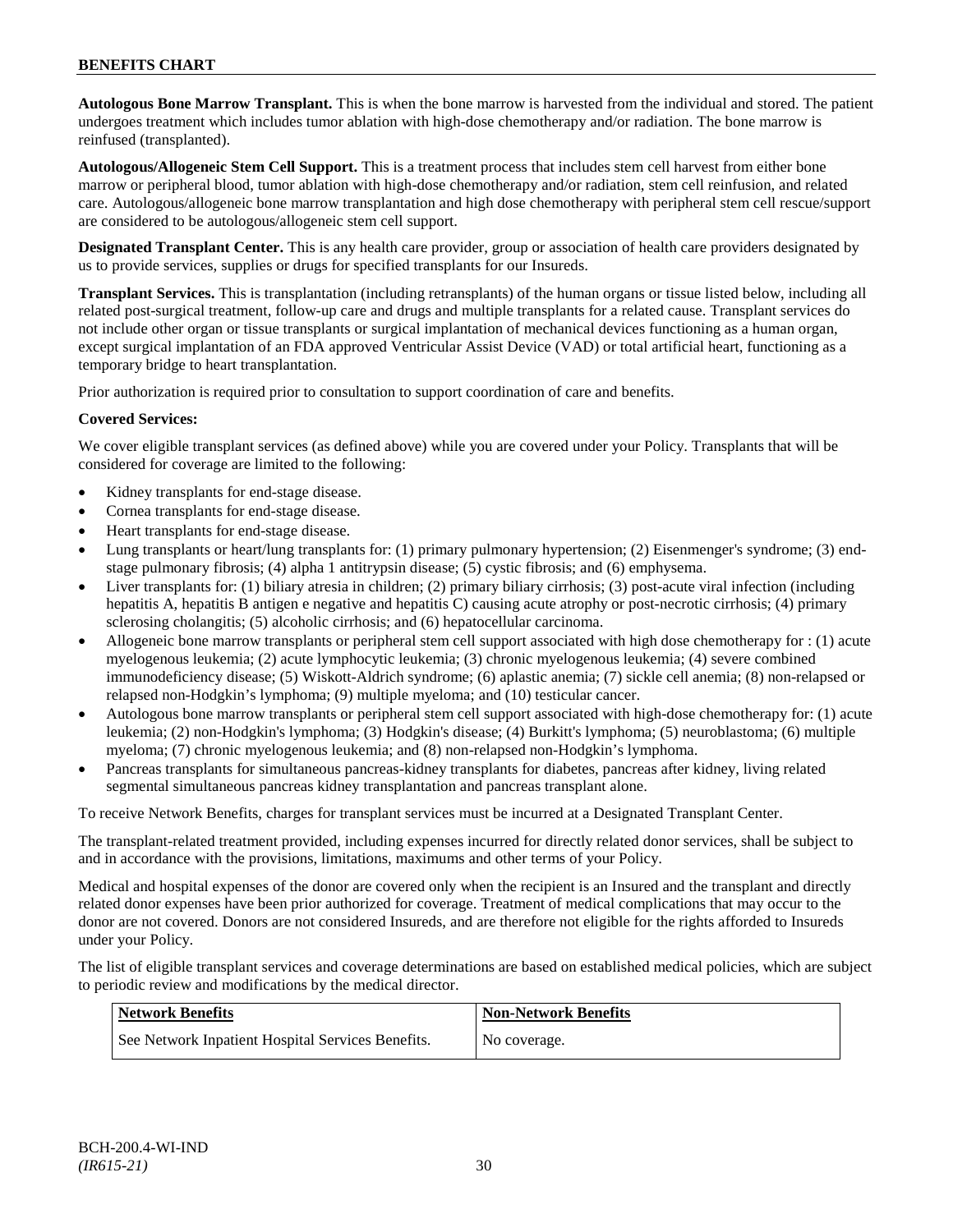**Autologous Bone Marrow Transplant.** This is when the bone marrow is harvested from the individual and stored. The patient undergoes treatment which includes tumor ablation with high-dose chemotherapy and/or radiation. The bone marrow is reinfused (transplanted).

**Autologous/Allogeneic Stem Cell Support.** This is a treatment process that includes stem cell harvest from either bone marrow or peripheral blood, tumor ablation with high-dose chemotherapy and/or radiation, stem cell reinfusion, and related care. Autologous/allogeneic bone marrow transplantation and high dose chemotherapy with peripheral stem cell rescue/support are considered to be autologous/allogeneic stem cell support.

**Designated Transplant Center.** This is any health care provider, group or association of health care providers designated by us to provide services, supplies or drugs for specified transplants for our Insureds.

**Transplant Services.** This is transplantation (including retransplants) of the human organs or tissue listed below, including all related post-surgical treatment, follow-up care and drugs and multiple transplants for a related cause. Transplant services do not include other organ or tissue transplants or surgical implantation of mechanical devices functioning as a human organ, except surgical implantation of an FDA approved Ventricular Assist Device (VAD) or total artificial heart, functioning as a temporary bridge to heart transplantation.

Prior authorization is required prior to consultation to support coordination of care and benefits.

**Covered Services:**

We cover eligible transplant services (as defined above) while you are covered under your Policy. Transplants that will be considered for coverage are limited to the following:

- Kidney transplants for end-stage disease.
- Cornea transplants for end-stage disease.
- Heart transplants for end-stage disease.
- Lung transplants or heart/lung transplants for: (1) primary pulmonary hypertension; (2) Eisenmenger's syndrome; (3) end-stage pulmonary fibrosis; (4) alpha 1 antitrypsin disease; (5) cystic fibrosis; and (6) emphysema.
- Liver transplants for: (1) biliary atresia in children; (2) primary biliary cirrhosis; (3) post-acute viral infection (including hepatitis A, hepatitis B antigen e negative and hepatitis C) causing acute atrophy or post-necrotic cirrhosis; (4) primary sclerosing cholangitis; (5) alcoholic cirrhosis; and (6) hepatocellular carcinoma.
- Allogeneic bone marrow transplants or peripheral stem cell support associated with high dose chemotherapy for : (1) acute myelogenous leukemia; (2) acute lymphocytic leukemia; (3) chronic myelogenous leukemia; (4) severe combined immunodeficiency disease; (5) Wiskott-Aldrich syndrome; (6) aplastic anemia; (7) sickle cell anemia; (8) non-relapsed or relapsed non-Hodgkin's lymphoma; (9) multiple myeloma; and (10) testicular cancer.
- Autologous bone marrow transplants or peripheral stem cell support associated with high-dose chemotherapy for: (1) acute leukemia; (2) non-Hodgkin's lymphoma; (3) Hodgkin's disease; (4) Burkitt's lymphoma; (5) neuroblastoma; (6) multiple myeloma; (7) chronic myelogenous leukemia; and (8) non-relapsed non-Hodgkin's lymphoma.
- Pancreas transplants for simultaneous pancreas-kidney transplants for diabetes, pancreas after kidney, living related segmental simultaneous pancreas kidney transplantation and pancreas transplant alone.

To receive Network Benefits, charges for transplant services must be incurred at a Designated Transplant Center.

The transplant-related treatment provided, including expenses incurred for directly related donor services, shall be subject to and in accordance with the provisions, limitations, maximums and other terms of your Policy.

Medical and hospital expenses of the donor are covered only when the recipient is an Insured and the transplant and directly related donor expenses have been prior authorized for coverage. Treatment of medical complications that may occur to the donor are not covered. Donors are not considered Insureds, and are therefore not eligible for the rights afforded to Insureds under your Policy.

The list of eligible transplant services and coverage determinations are based on established medical policies, which are subject to periodic review and modifications by the medical director.

| Network Benefits | Non-Network Benefits |
|---|---|
| See Network Inpatient Hospital Services Benefits. | No coverage. |

BCH-200.4-WI-IND
*(IR615-21)*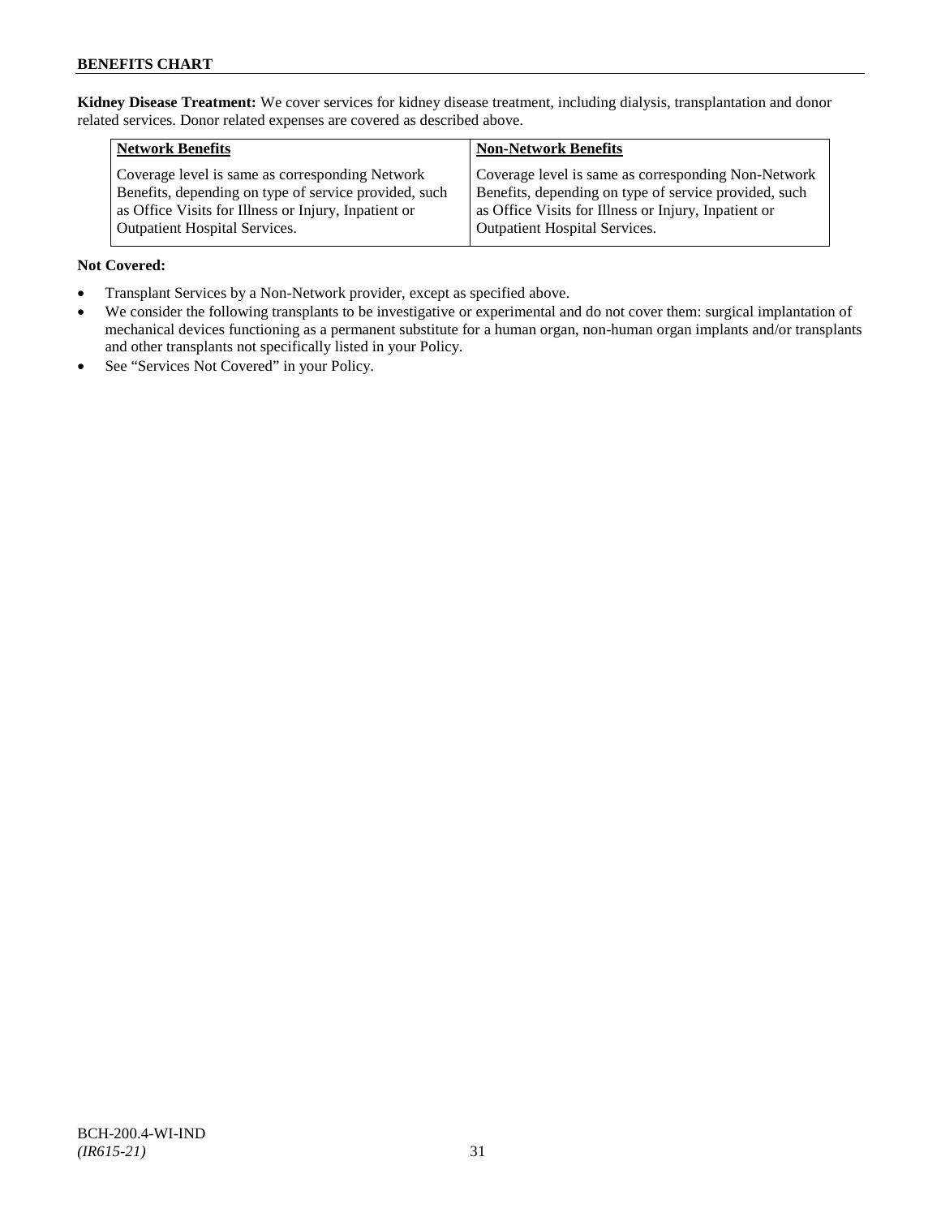**Kidney Disease Treatment:** We cover services for kidney disease treatment, including dialysis, transplantation and donor related services. Donor related expenses are covered as described above.

| Network Benefits | Non-Network Benefits |
| --- | --- |
| Coverage level is same as corresponding Network Benefits, depending on type of service provided, such as Office Visits for Illness or Injury, Inpatient or Outpatient Hospital Services. | Coverage level is same as corresponding Non-Network Benefits, depending on type of service provided, such as Office Visits for Illness or Injury, Inpatient or Outpatient Hospital Services. |

**Not Covered:**

- Transplant Services by a Non-Network provider, except as specified above.
- We consider the following transplants to be investigative or experimental and do not cover them: surgical implantation of mechanical devices functioning as a permanent substitute for a human organ, non-human organ implants and/or transplants and other transplants not specifically listed in your Policy.
- See "Services Not Covered" in your Policy.